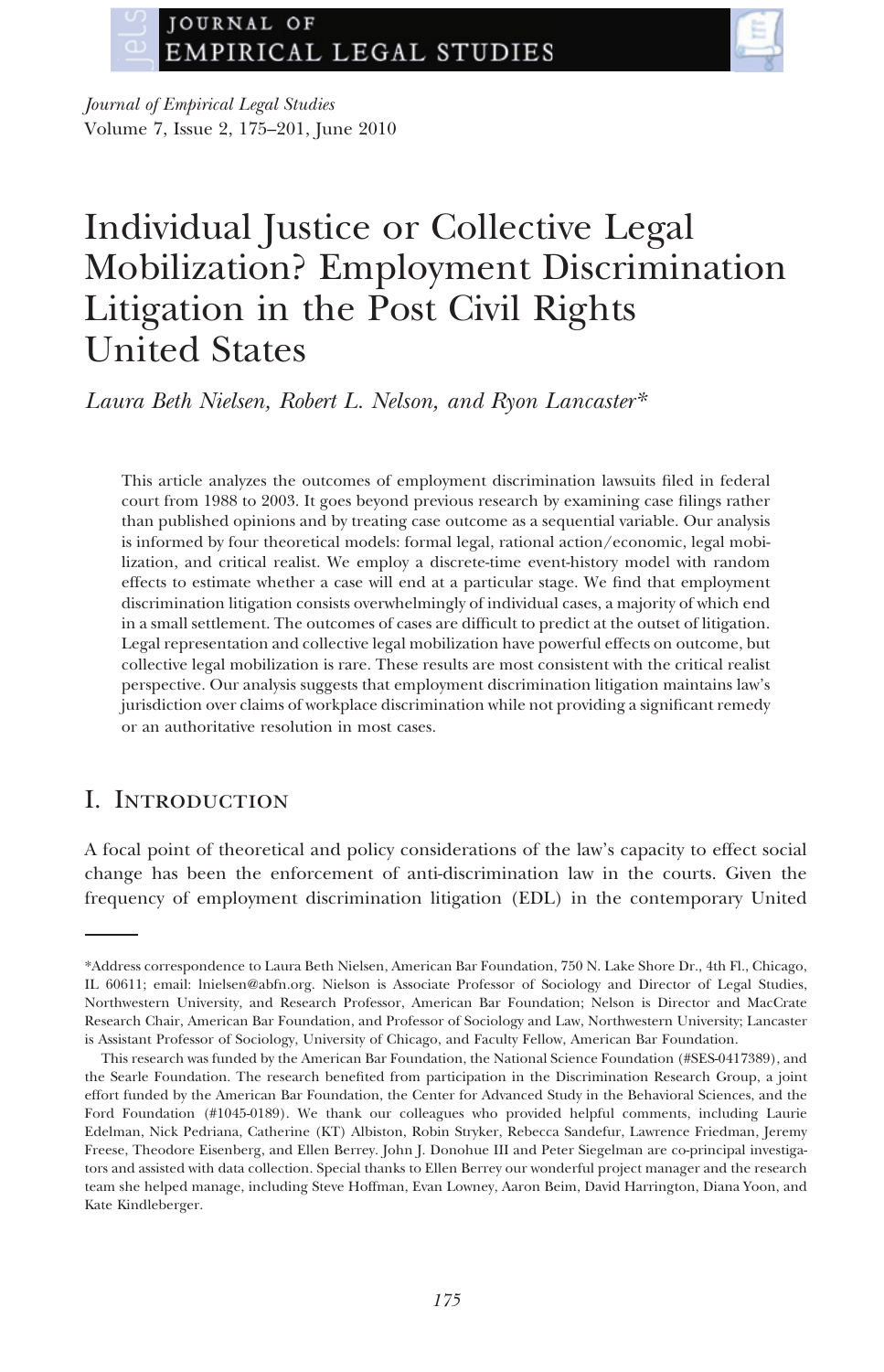# Individual Justice or Collective Legal Mobilization? Employment Discrimination Litigation in the Post Civil Rights United States

*Laura Beth Nielsen, Robert L. Nelson, and Ryon Lancaster**

This article analyzes the outcomes of employment discrimination lawsuits filed in federal court from 1988 to 2003. It goes beyond previous research by examining case filings rather than published opinions and by treating case outcome as a sequential variable. Our analysis is informed by four theoretical models: formal legal, rational action/economic, legal mobilization, and critical realist. We employ a discrete-time event-history model with random effects to estimate whether a case will end at a particular stage. We find that employment discrimination litigation consists overwhelmingly of individual cases, a majority of which end in a small settlement. The outcomes of cases are difficult to predict at the outset of litigation. Legal representation and collective legal mobilization have powerful effects on outcome, but collective legal mobilization is rare. These results are most consistent with the critical realist perspective. Our analysis suggests that employment discrimination litigation maintains law's jurisdiction over claims of workplace discrimination while not providing a significant remedy or an authoritative resolution in most cases.

## I. Introduction

A focal point of theoretical and policy considerations of the law's capacity to effect social change has been the enforcement of anti-discrimination law in the courts. Given the frequency of employment discrimination litigation (EDL) in the contemporary United

---

*Address correspondence to Laura Beth Nielsen, American Bar Foundation, 750 N. Lake Shore Dr., 4th Fl., Chicago, IL 60611; email: lnielsen@abfn.org. Nielson is Associate Professor of Sociology and Director of Legal Studies, Northwestern University, and Research Professor, American Bar Foundation; Nelson is Director and MacCrate Research Chair, American Bar Foundation, and Professor of Sociology and Law, Northwestern University; Lancaster is Assistant Professor of Sociology, University of Chicago, and Faculty Fellow, American Bar Foundation.

This research was funded by the American Bar Foundation, the National Science Foundation (#SES-0417389), and the Searle Foundation. The research benefited from participation in the Discrimination Research Group, a joint effort funded by the American Bar Foundation, the Center for Advanced Study in the Behavioral Sciences, and the Ford Foundation (#1045-0189). We thank our colleagues who provided helpful comments, including Laurie Edelman, Nick Pedriana, Catherine (KT) Albiston, Robin Stryker, Rebecca Sandefur, Lawrence Friedman, Jeremy Freese, Theodore Eisenberg, and Ellen Berrey. John J. Donohue III and Peter Siegelman are co-principal investigators and assisted with data collection. Special thanks to Ellen Berrey our wonderful project manager and the research team she helped manage, including Steve Hoffman, Evan Lowney, Aaron Beim, David Harrington, Diana Yoon, and Kate Kindleberger.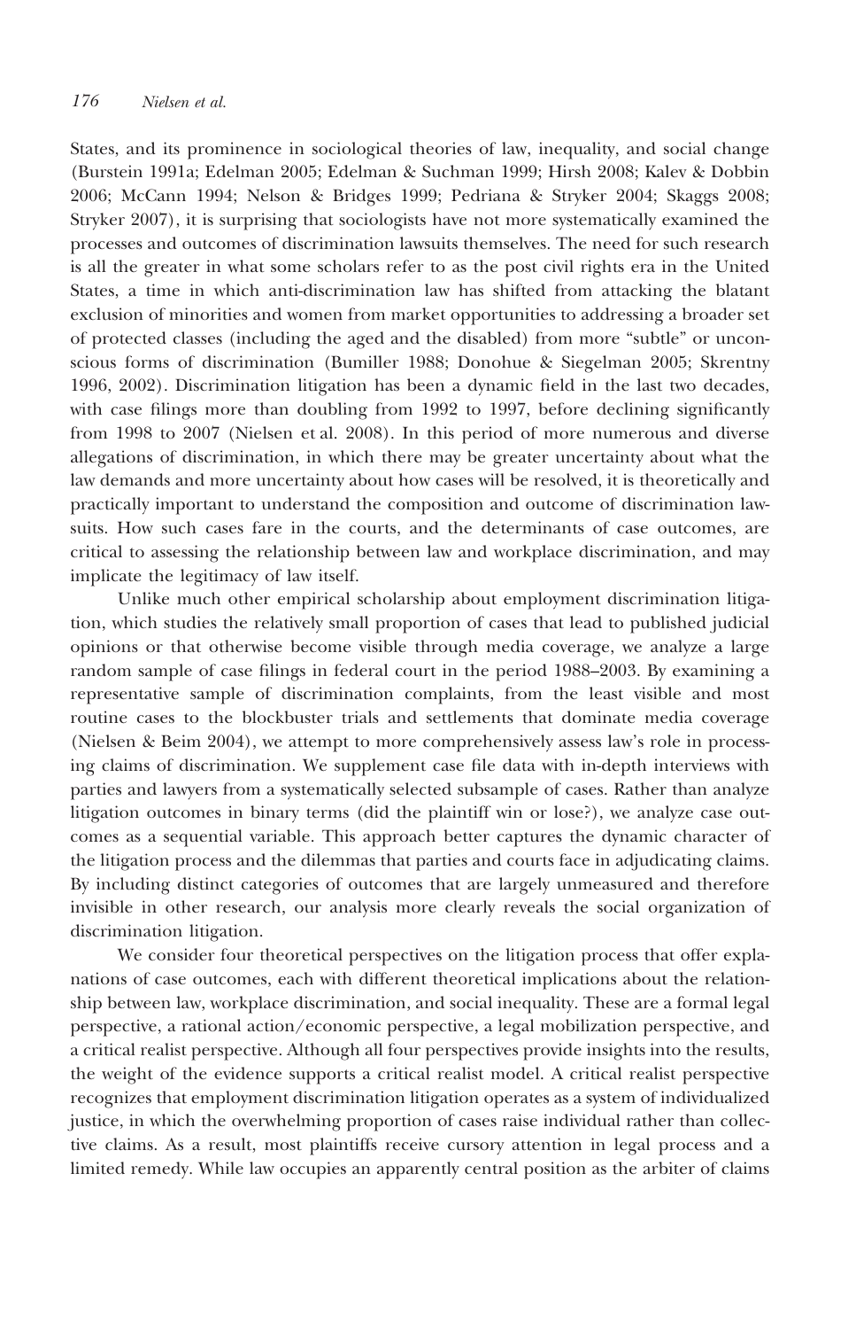States, and its prominence in sociological theories of law, inequality, and social change (Burstein 1991a; Edelman 2005; Edelman & Suchman 1999; Hirsh 2008; Kalev & Dobbin 2006; McCann 1994; Nelson & Bridges 1999; Pedriana & Stryker 2004; Skaggs 2008; Stryker 2007), it is surprising that sociologists have not more systematically examined the processes and outcomes of discrimination lawsuits themselves. The need for such research is all the greater in what some scholars refer to as the post civil rights era in the United States, a time in which anti-discrimination law has shifted from attacking the blatant exclusion of minorities and women from market opportunities to addressing a broader set of protected classes (including the aged and the disabled) from more "subtle" or unconscious forms of discrimination (Bumiller 1988; Donohue & Siegelman 2005; Skrentny 1996, 2002). Discrimination litigation has been a dynamic field in the last two decades, with case filings more than doubling from 1992 to 1997, before declining significantly from 1998 to 2007 (Nielsen et al. 2008). In this period of more numerous and diverse allegations of discrimination, in which there may be greater uncertainty about what the law demands and more uncertainty about how cases will be resolved, it is theoretically and practically important to understand the composition and outcome of discrimination lawsuits. How such cases fare in the courts, and the determinants of case outcomes, are critical to assessing the relationship between law and workplace discrimination, and may implicate the legitimacy of law itself.

Unlike much other empirical scholarship about employment discrimination litigation, which studies the relatively small proportion of cases that lead to published judicial opinions or that otherwise become visible through media coverage, we analyze a large random sample of case filings in federal court in the period 1988–2003. By examining a representative sample of discrimination complaints, from the least visible and most routine cases to the blockbuster trials and settlements that dominate media coverage (Nielsen & Beim 2004), we attempt to more comprehensively assess law's role in processing claims of discrimination. We supplement case file data with in-depth interviews with parties and lawyers from a systematically selected subsample of cases. Rather than analyze litigation outcomes in binary terms (did the plaintiff win or lose?), we analyze case outcomes as a sequential variable. This approach better captures the dynamic character of the litigation process and the dilemmas that parties and courts face in adjudicating claims. By including distinct categories of outcomes that are largely unmeasured and therefore invisible in other research, our analysis more clearly reveals the social organization of discrimination litigation.

We consider four theoretical perspectives on the litigation process that offer explanations of case outcomes, each with different theoretical implications about the relationship between law, workplace discrimination, and social inequality. These are a formal legal perspective, a rational action/economic perspective, a legal mobilization perspective, and a critical realist perspective. Although all four perspectives provide insights into the results, the weight of the evidence supports a critical realist model. A critical realist perspective recognizes that employment discrimination litigation operates as a system of individualized justice, in which the overwhelming proportion of cases raise individual rather than collective claims. As a result, most plaintiffs receive cursory attention in legal process and a limited remedy. While law occupies an apparently central position as the arbiter of claims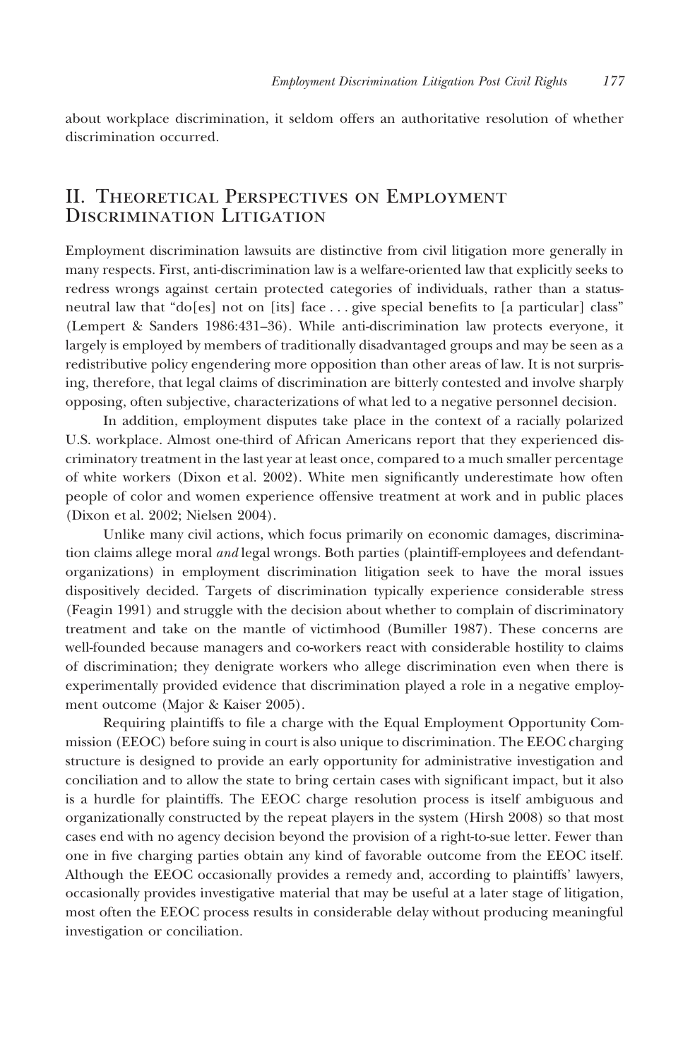about workplace discrimination, it seldom offers an authoritative resolution of whether discrimination occurred.

## II. Theoretical Perspectives on Employment Discrimination Litigation

Employment discrimination lawsuits are distinctive from civil litigation more generally in many respects. First, anti-discrimination law is a welfare-oriented law that explicitly seeks to redress wrongs against certain protected categories of individuals, rather than a status-neutral law that "do[es] not on [its] face . . . give special benefits to [a particular] class" (Lempert & Sanders 1986:431–36). While anti-discrimination law protects everyone, it largely is employed by members of traditionally disadvantaged groups and may be seen as a redistributive policy engendering more opposition than other areas of law. It is not surprising, therefore, that legal claims of discrimination are bitterly contested and involve sharply opposing, often subjective, characterizations of what led to a negative personnel decision.

In addition, employment disputes take place in the context of a racially polarized U.S. workplace. Almost one-third of African Americans report that they experienced discriminatory treatment in the last year at least once, compared to a much smaller percentage of white workers (Dixon et al. 2002). White men significantly underestimate how often people of color and women experience offensive treatment at work and in public places (Dixon et al. 2002; Nielsen 2004).

Unlike many civil actions, which focus primarily on economic damages, discrimination claims allege moral *and* legal wrongs. Both parties (plaintiff-employees and defendant-organizations) in employment discrimination litigation seek to have the moral issues dispositively decided. Targets of discrimination typically experience considerable stress (Feagin 1991) and struggle with the decision about whether to complain of discriminatory treatment and take on the mantle of victimhood (Bumiller 1987). These concerns are well-founded because managers and co-workers react with considerable hostility to claims of discrimination; they denigrate workers who allege discrimination even when there is experimentally provided evidence that discrimination played a role in a negative employment outcome (Major & Kaiser 2005).

Requiring plaintiffs to file a charge with the Equal Employment Opportunity Commission (EEOC) before suing in court is also unique to discrimination. The EEOC charging structure is designed to provide an early opportunity for administrative investigation and conciliation and to allow the state to bring certain cases with significant impact, but it also is a hurdle for plaintiffs. The EEOC charge resolution process is itself ambiguous and organizationally constructed by the repeat players in the system (Hirsh 2008) so that most cases end with no agency decision beyond the provision of a right-to-sue letter. Fewer than one in five charging parties obtain any kind of favorable outcome from the EEOC itself. Although the EEOC occasionally provides a remedy and, according to plaintiffs' lawyers, occasionally provides investigative material that may be useful at a later stage of litigation, most often the EEOC process results in considerable delay without producing meaningful investigation or conciliation.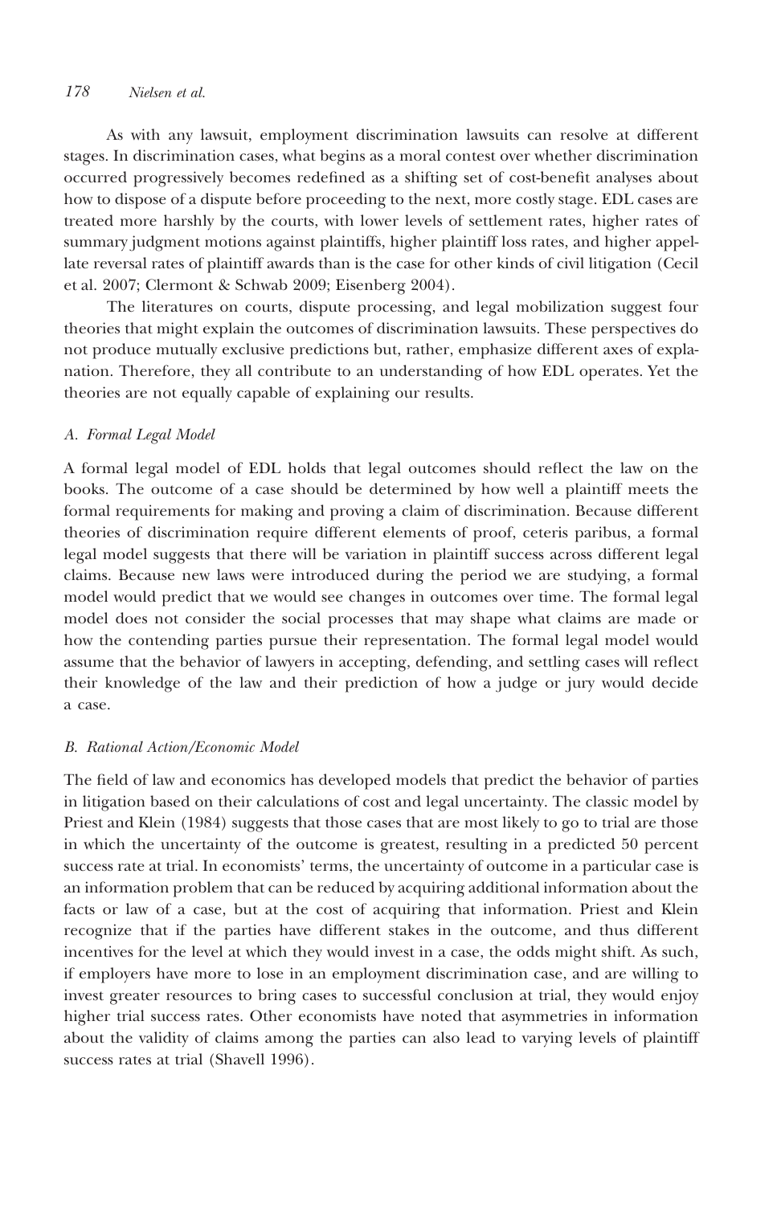As with any lawsuit, employment discrimination lawsuits can resolve at different stages. In discrimination cases, what begins as a moral contest over whether discrimination occurred progressively becomes redefined as a shifting set of cost-benefit analyses about how to dispose of a dispute before proceeding to the next, more costly stage. EDL cases are treated more harshly by the courts, with lower levels of settlement rates, higher rates of summary judgment motions against plaintiffs, higher plaintiff loss rates, and higher appellate reversal rates of plaintiff awards than is the case for other kinds of civil litigation (Cecil et al. 2007; Clermont & Schwab 2009; Eisenberg 2004).

The literatures on courts, dispute processing, and legal mobilization suggest four theories that might explain the outcomes of discrimination lawsuits. These perspectives do not produce mutually exclusive predictions but, rather, emphasize different axes of explanation. Therefore, they all contribute to an understanding of how EDL operates. Yet the theories are not equally capable of explaining our results.

### *A. Formal Legal Model*

A formal legal model of EDL holds that legal outcomes should reflect the law on the books. The outcome of a case should be determined by how well a plaintiff meets the formal requirements for making and proving a claim of discrimination. Because different theories of discrimination require different elements of proof, ceteris paribus, a formal legal model suggests that there will be variation in plaintiff success across different legal claims. Because new laws were introduced during the period we are studying, a formal model would predict that we would see changes in outcomes over time. The formal legal model does not consider the social processes that may shape what claims are made or how the contending parties pursue their representation. The formal legal model would assume that the behavior of lawyers in accepting, defending, and settling cases will reflect their knowledge of the law and their prediction of how a judge or jury would decide a case.

### *B. Rational Action/Economic Model*

The field of law and economics has developed models that predict the behavior of parties in litigation based on their calculations of cost and legal uncertainty. The classic model by Priest and Klein (1984) suggests that those cases that are most likely to go to trial are those in which the uncertainty of the outcome is greatest, resulting in a predicted 50 percent success rate at trial. In economists' terms, the uncertainty of outcome in a particular case is an information problem that can be reduced by acquiring additional information about the facts or law of a case, but at the cost of acquiring that information. Priest and Klein recognize that if the parties have different stakes in the outcome, and thus different incentives for the level at which they would invest in a case, the odds might shift. As such, if employers have more to lose in an employment discrimination case, and are willing to invest greater resources to bring cases to successful conclusion at trial, they would enjoy higher trial success rates. Other economists have noted that asymmetries in information about the validity of claims among the parties can also lead to varying levels of plaintiff success rates at trial (Shavell 1996).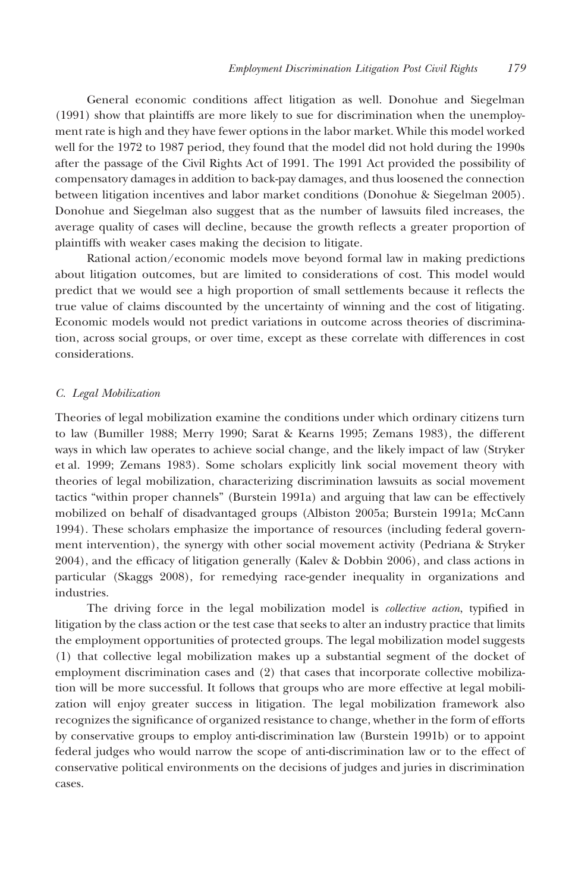General economic conditions affect litigation as well. Donohue and Siegelman (1991) show that plaintiffs are more likely to sue for discrimination when the unemployment rate is high and they have fewer options in the labor market. While this model worked well for the 1972 to 1987 period, they found that the model did not hold during the 1990s after the passage of the Civil Rights Act of 1991. The 1991 Act provided the possibility of compensatory damages in addition to back-pay damages, and thus loosened the connection between litigation incentives and labor market conditions (Donohue & Siegelman 2005). Donohue and Siegelman also suggest that as the number of lawsuits filed increases, the average quality of cases will decline, because the growth reflects a greater proportion of plaintiffs with weaker cases making the decision to litigate.

Rational action/economic models move beyond formal law in making predictions about litigation outcomes, but are limited to considerations of cost. This model would predict that we would see a high proportion of small settlements because it reflects the true value of claims discounted by the uncertainty of winning and the cost of litigating. Economic models would not predict variations in outcome across theories of discrimination, across social groups, or over time, except as these correlate with differences in cost considerations.

### C. Legal Mobilization

Theories of legal mobilization examine the conditions under which ordinary citizens turn to law (Bumiller 1988; Merry 1990; Sarat & Kearns 1995; Zemans 1983), the different ways in which law operates to achieve social change, and the likely impact of law (Stryker et al. 1999; Zemans 1983). Some scholars explicitly link social movement theory with theories of legal mobilization, characterizing discrimination lawsuits as social movement tactics "within proper channels" (Burstein 1991a) and arguing that law can be effectively mobilized on behalf of disadvantaged groups (Albiston 2005a; Burstein 1991a; McCann 1994). These scholars emphasize the importance of resources (including federal government intervention), the synergy with other social movement activity (Pedriana & Stryker 2004), and the efficacy of litigation generally (Kalev & Dobbin 2006), and class actions in particular (Skaggs 2008), for remedying race-gender inequality in organizations and industries.

The driving force in the legal mobilization model is *collective action*, typified in litigation by the class action or the test case that seeks to alter an industry practice that limits the employment opportunities of protected groups. The legal mobilization model suggests (1) that collective legal mobilization makes up a substantial segment of the docket of employment discrimination cases and (2) that cases that incorporate collective mobilization will be more successful. It follows that groups who are more effective at legal mobilization will enjoy greater success in litigation. The legal mobilization framework also recognizes the significance of organized resistance to change, whether in the form of efforts by conservative groups to employ anti-discrimination law (Burstein 1991b) or to appoint federal judges who would narrow the scope of anti-discrimination law or to the effect of conservative political environments on the decisions of judges and juries in discrimination cases.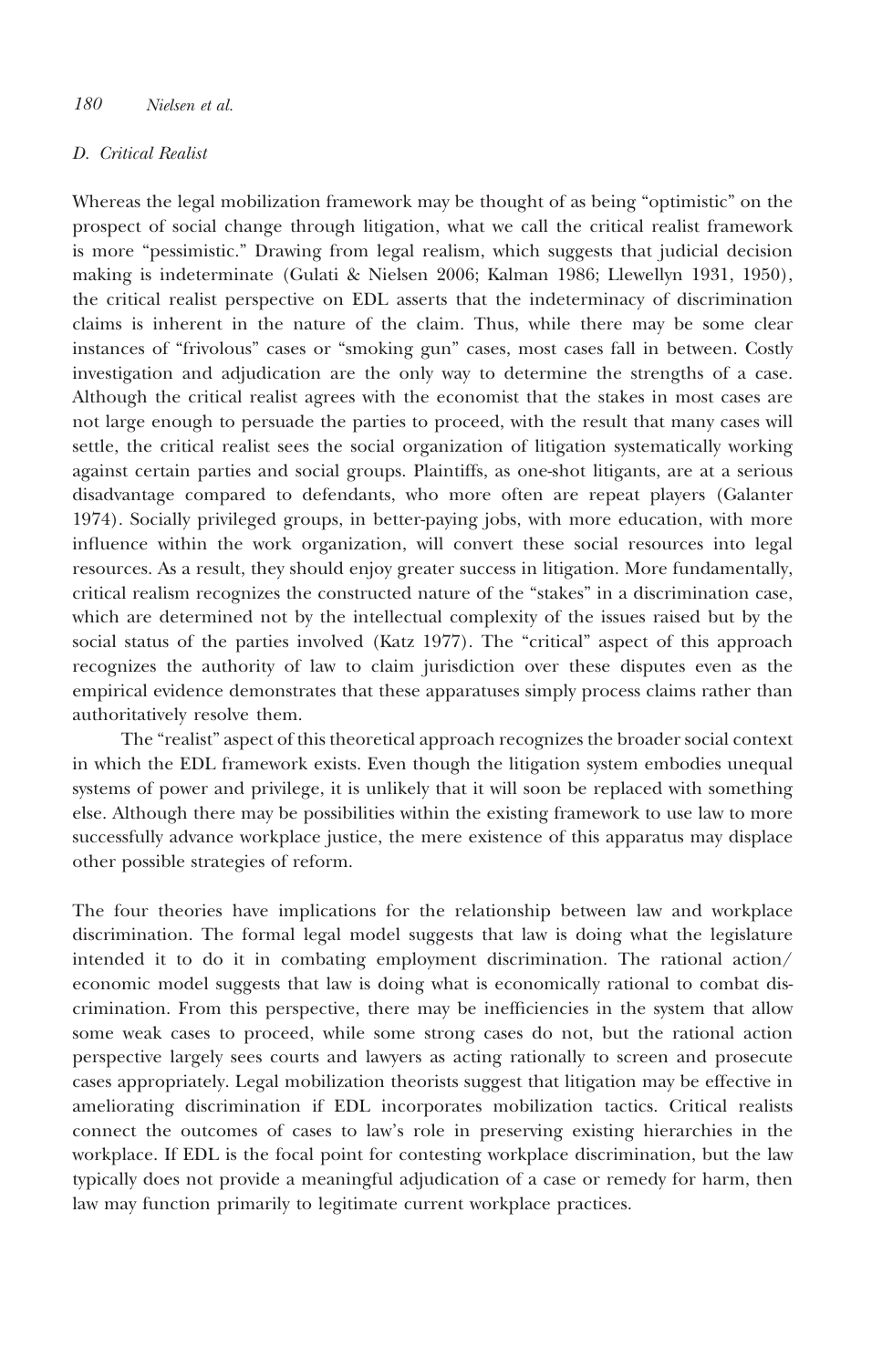### D. Critical Realist

Whereas the legal mobilization framework may be thought of as being "optimistic" on the prospect of social change through litigation, what we call the critical realist framework is more "pessimistic." Drawing from legal realism, which suggests that judicial decision making is indeterminate (Gulati & Nielsen 2006; Kalman 1986; Llewellyn 1931, 1950), the critical realist perspective on EDL asserts that the indeterminacy of discrimination claims is inherent in the nature of the claim. Thus, while there may be some clear instances of "frivolous" cases or "smoking gun" cases, most cases fall in between. Costly investigation and adjudication are the only way to determine the strengths of a case. Although the critical realist agrees with the economist that the stakes in most cases are not large enough to persuade the parties to proceed, with the result that many cases will settle, the critical realist sees the social organization of litigation systematically working against certain parties and social groups. Plaintiffs, as one-shot litigants, are at a serious disadvantage compared to defendants, who more often are repeat players (Galanter 1974). Socially privileged groups, in better-paying jobs, with more education, with more influence within the work organization, will convert these social resources into legal resources. As a result, they should enjoy greater success in litigation. More fundamentally, critical realism recognizes the constructed nature of the "stakes" in a discrimination case, which are determined not by the intellectual complexity of the issues raised but by the social status of the parties involved (Katz 1977). The "critical" aspect of this approach recognizes the authority of law to claim jurisdiction over these disputes even as the empirical evidence demonstrates that these apparatuses simply process claims rather than authoritatively resolve them.

The "realist" aspect of this theoretical approach recognizes the broader social context in which the EDL framework exists. Even though the litigation system embodies unequal systems of power and privilege, it is unlikely that it will soon be replaced with something else. Although there may be possibilities within the existing framework to use law to more successfully advance workplace justice, the mere existence of this apparatus may displace other possible strategies of reform.

The four theories have implications for the relationship between law and workplace discrimination. The formal legal model suggests that law is doing what the legislature intended it to do it in combating employment discrimination. The rational action/economic model suggests that law is doing what is economically rational to combat discrimination. From this perspective, there may be inefficiencies in the system that allow some weak cases to proceed, while some strong cases do not, but the rational action perspective largely sees courts and lawyers as acting rationally to screen and prosecute cases appropriately. Legal mobilization theorists suggest that litigation may be effective in ameliorating discrimination if EDL incorporates mobilization tactics. Critical realists connect the outcomes of cases to law's role in preserving existing hierarchies in the workplace. If EDL is the focal point for contesting workplace discrimination, but the law typically does not provide a meaningful adjudication of a case or remedy for harm, then law may function primarily to legitimate current workplace practices.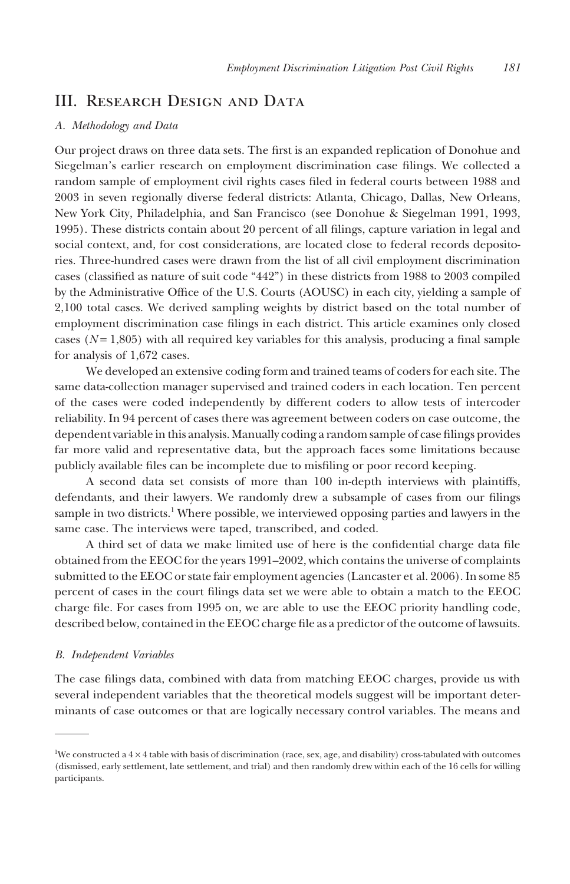## III. Research Design and Data

### A. Methodology and Data

Our project draws on three data sets. The first is an expanded replication of Donohue and Siegelman's earlier research on employment discrimination case filings. We collected a random sample of employment civil rights cases filed in federal courts between 1988 and 2003 in seven regionally diverse federal districts: Atlanta, Chicago, Dallas, New Orleans, New York City, Philadelphia, and San Francisco (see Donohue & Siegelman 1991, 1993, 1995). These districts contain about 20 percent of all filings, capture variation in legal and social context, and, for cost considerations, are located close to federal records depositories. Three-hundred cases were drawn from the list of all civil employment discrimination cases (classified as nature of suit code "442") in these districts from 1988 to 2003 compiled by the Administrative Office of the U.S. Courts (AOUSC) in each city, yielding a sample of 2,100 total cases. We derived sampling weights by district based on the total number of employment discrimination case filings in each district. This article examines only closed cases ($N = 1,805$) with all required key variables for this analysis, producing a final sample for analysis of 1,672 cases.

We developed an extensive coding form and trained teams of coders for each site. The same data-collection manager supervised and trained coders in each location. Ten percent of the cases were coded independently by different coders to allow tests of intercoder reliability. In 94 percent of cases there was agreement between coders on case outcome, the dependent variable in this analysis. Manually coding a random sample of case filings provides far more valid and representative data, but the approach faces some limitations because publicly available files can be incomplete due to misfiling or poor record keeping.

A second data set consists of more than 100 in-depth interviews with plaintiffs, defendants, and their lawyers. We randomly drew a subsample of cases from our filings sample in two districts.[1] Where possible, we interviewed opposing parties and lawyers in the same case. The interviews were taped, transcribed, and coded.

A third set of data we make limited use of here is the confidential charge data file obtained from the EEOC for the years 1991–2002, which contains the universe of complaints submitted to the EEOC or state fair employment agencies (Lancaster et al. 2006). In some 85 percent of cases in the court filings data set we were able to obtain a match to the EEOC charge file. For cases from 1995 on, we are able to use the EEOC priority handling code, described below, contained in the EEOC charge file as a predictor of the outcome of lawsuits.

### B. Independent Variables

The case filings data, combined with data from matching EEOC charges, provide us with several independent variables that the theoretical models suggest will be important determinants of case outcomes or that are logically necessary control variables. The means and

---

[1]We constructed a $4 \times 4$ table with basis of discrimination (race, sex, age, and disability) cross-tabulated with outcomes (dismissed, early settlement, late settlement, and trial) and then randomly drew within each of the 16 cells for willing participants.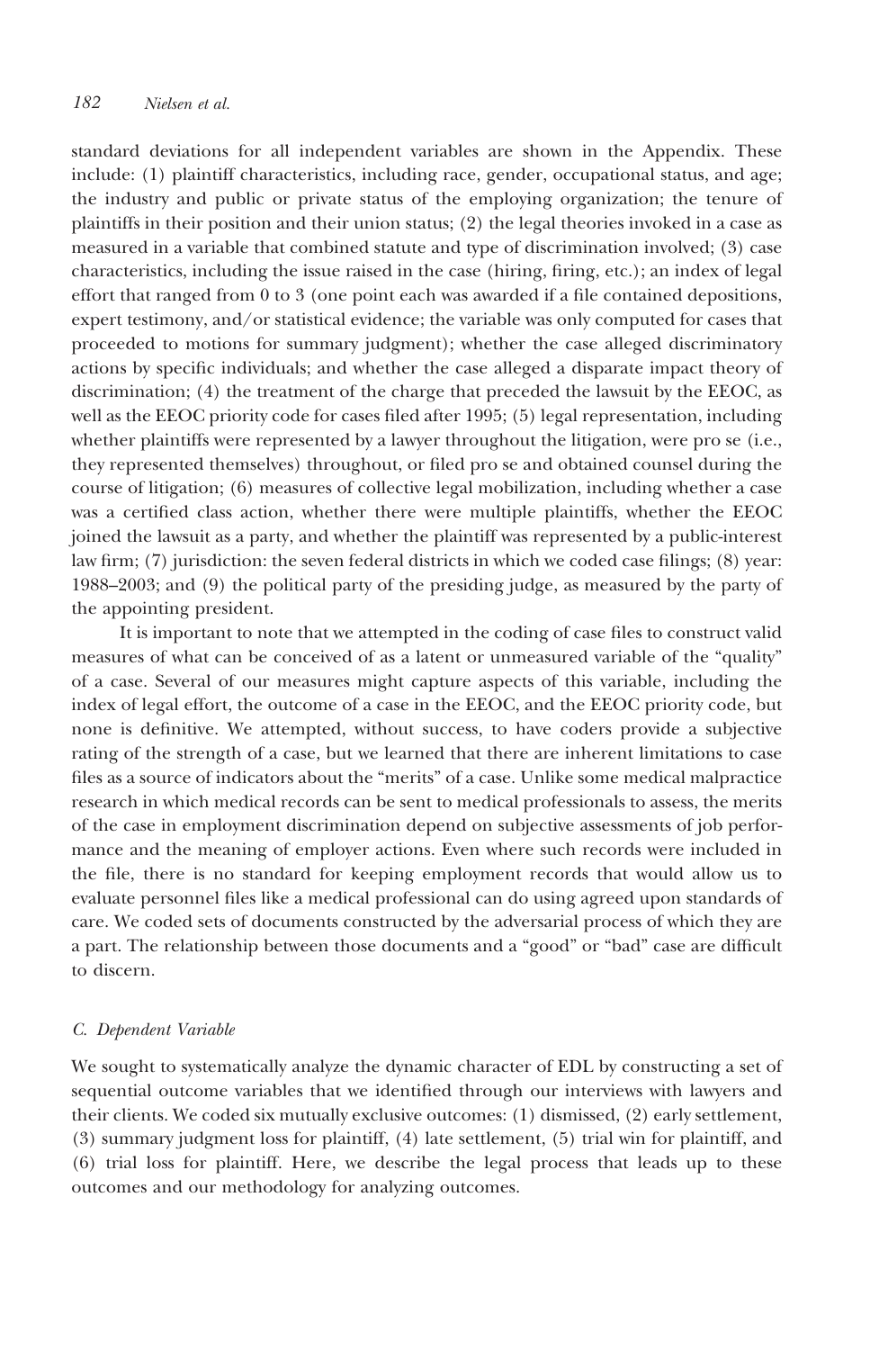standard deviations for all independent variables are shown in the Appendix. These include: (1) plaintiff characteristics, including race, gender, occupational status, and age; the industry and public or private status of the employing organization; the tenure of plaintiffs in their position and their union status; (2) the legal theories invoked in a case as measured in a variable that combined statute and type of discrimination involved; (3) case characteristics, including the issue raised in the case (hiring, firing, etc.); an index of legal effort that ranged from 0 to 3 (one point each was awarded if a file contained depositions, expert testimony, and/or statistical evidence; the variable was only computed for cases that proceeded to motions for summary judgment); whether the case alleged discriminatory actions by specific individuals; and whether the case alleged a disparate impact theory of discrimination; (4) the treatment of the charge that preceded the lawsuit by the EEOC, as well as the EEOC priority code for cases filed after 1995; (5) legal representation, including whether plaintiffs were represented by a lawyer throughout the litigation, were pro se (i.e., they represented themselves) throughout, or filed pro se and obtained counsel during the course of litigation; (6) measures of collective legal mobilization, including whether a case was a certified class action, whether there were multiple plaintiffs, whether the EEOC joined the lawsuit as a party, and whether the plaintiff was represented by a public-interest law firm; (7) jurisdiction: the seven federal districts in which we coded case filings; (8) year: 1988–2003; and (9) the political party of the presiding judge, as measured by the party of the appointing president.

It is important to note that we attempted in the coding of case files to construct valid measures of what can be conceived of as a latent or unmeasured variable of the "quality" of a case. Several of our measures might capture aspects of this variable, including the index of legal effort, the outcome of a case in the EEOC, and the EEOC priority code, but none is definitive. We attempted, without success, to have coders provide a subjective rating of the strength of a case, but we learned that there are inherent limitations to case files as a source of indicators about the "merits" of a case. Unlike some medical malpractice research in which medical records can be sent to medical professionals to assess, the merits of the case in employment discrimination depend on subjective assessments of job performance and the meaning of employer actions. Even where such records were included in the file, there is no standard for keeping employment records that would allow us to evaluate personnel files like a medical professional can do using agreed upon standards of care. We coded sets of documents constructed by the adversarial process of which they are a part. The relationship between those documents and a "good" or "bad" case are difficult to discern.

### *C. Dependent Variable*

We sought to systematically analyze the dynamic character of EDL by constructing a set of sequential outcome variables that we identified through our interviews with lawyers and their clients. We coded six mutually exclusive outcomes: (1) dismissed, (2) early settlement, (3) summary judgment loss for plaintiff, (4) late settlement, (5) trial win for plaintiff, and (6) trial loss for plaintiff. Here, we describe the legal process that leads up to these outcomes and our methodology for analyzing outcomes.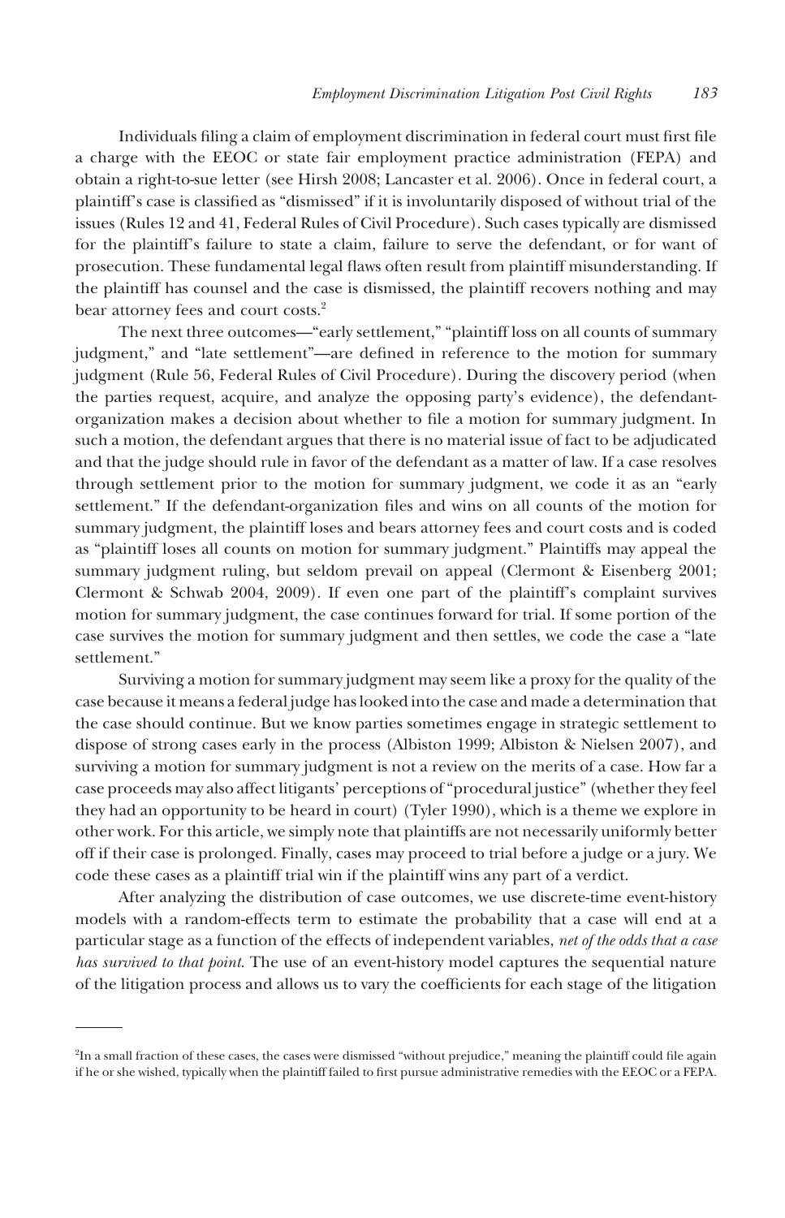Individuals filing a claim of employment discrimination in federal court must first file a charge with the EEOC or state fair employment practice administration (FEPA) and obtain a right-to-sue letter (see Hirsh 2008; Lancaster et al. 2006). Once in federal court, a plaintiff's case is classified as "dismissed" if it is involuntarily disposed of without trial of the issues (Rules 12 and 41, Federal Rules of Civil Procedure). Such cases typically are dismissed for the plaintiff's failure to state a claim, failure to serve the defendant, or for want of prosecution. These fundamental legal flaws often result from plaintiff misunderstanding. If the plaintiff has counsel and the case is dismissed, the plaintiff recovers nothing and may bear attorney fees and court costs.[2]

The next three outcomes—"early settlement," "plaintiff loss on all counts of summary judgment," and "late settlement"—are defined in reference to the motion for summary judgment (Rule 56, Federal Rules of Civil Procedure). During the discovery period (when the parties request, acquire, and analyze the opposing party's evidence), the defendant-organization makes a decision about whether to file a motion for summary judgment. In such a motion, the defendant argues that there is no material issue of fact to be adjudicated and that the judge should rule in favor of the defendant as a matter of law. If a case resolves through settlement prior to the motion for summary judgment, we code it as an "early settlement." If the defendant-organization files and wins on all counts of the motion for summary judgment, the plaintiff loses and bears attorney fees and court costs and is coded as "plaintiff loses all counts on motion for summary judgment." Plaintiffs may appeal the summary judgment ruling, but seldom prevail on appeal (Clermont & Eisenberg 2001; Clermont & Schwab 2004, 2009). If even one part of the plaintiff's complaint survives motion for summary judgment, the case continues forward for trial. If some portion of the case survives the motion for summary judgment and then settles, we code the case a "late settlement."

Surviving a motion for summary judgment may seem like a proxy for the quality of the case because it means a federal judge has looked into the case and made a determination that the case should continue. But we know parties sometimes engage in strategic settlement to dispose of strong cases early in the process (Albiston 1999; Albiston & Nielsen 2007), and surviving a motion for summary judgment is not a review on the merits of a case. How far a case proceeds may also affect litigants' perceptions of "procedural justice" (whether they feel they had an opportunity to be heard in court) (Tyler 1990), which is a theme we explore in other work. For this article, we simply note that plaintiffs are not necessarily uniformly better off if their case is prolonged. Finally, cases may proceed to trial before a judge or a jury. We code these cases as a plaintiff trial win if the plaintiff wins any part of a verdict.

After analyzing the distribution of case outcomes, we use discrete-time event-history models with a random-effects term to estimate the probability that a case will end at a particular stage as a function of the effects of independent variables, *net of the odds that a case has survived to that point*. The use of an event-history model captures the sequential nature of the litigation process and allows us to vary the coefficients for each stage of the litigation

---

[2]In a small fraction of these cases, the cases were dismissed "without prejudice," meaning the plaintiff could file again if he or she wished, typically when the plaintiff failed to first pursue administrative remedies with the EEOC or a FEPA.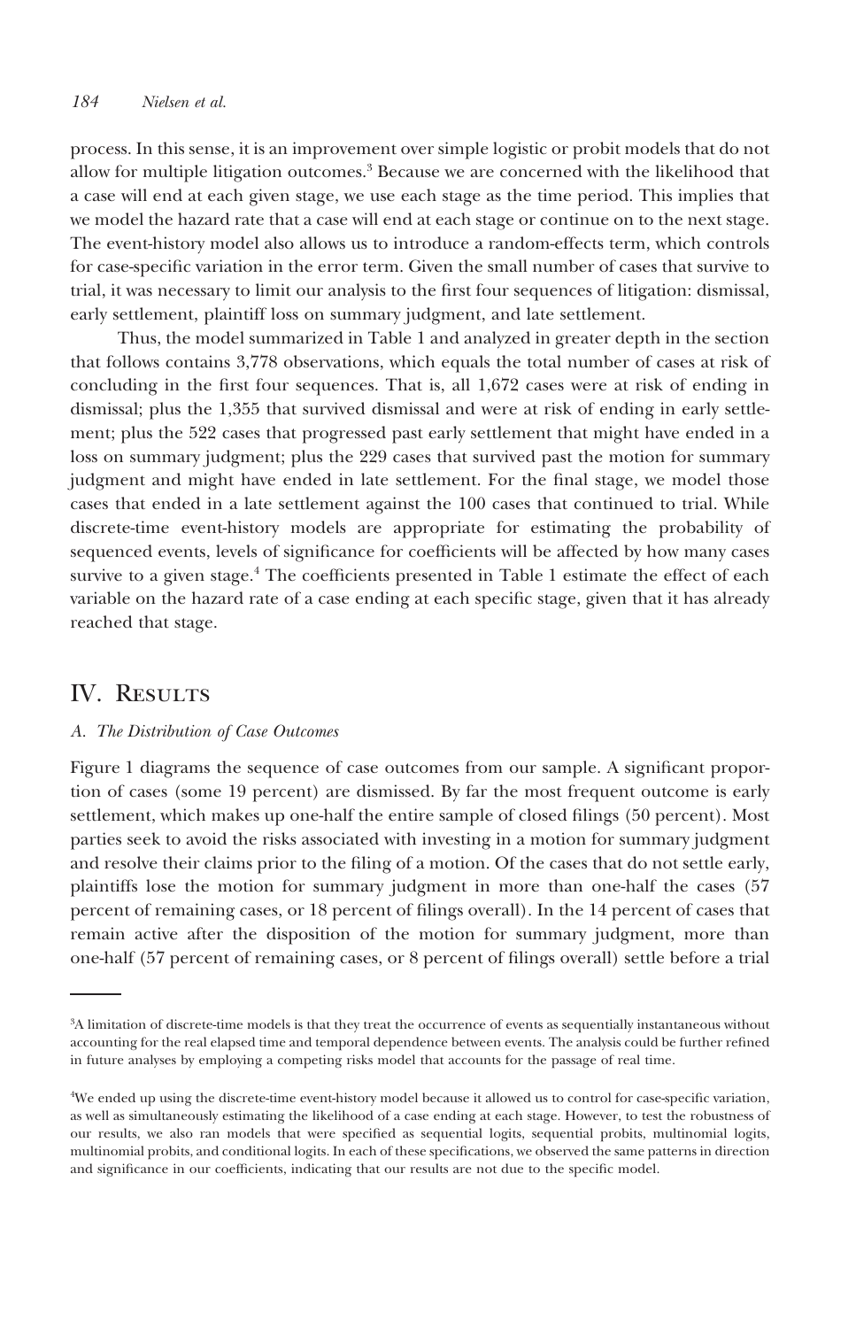process. In this sense, it is an improvement over simple logistic or probit models that do not allow for multiple litigation outcomes.[3] Because we are concerned with the likelihood that a case will end at each given stage, we use each stage as the time period. This implies that we model the hazard rate that a case will end at each stage or continue on to the next stage. The event-history model also allows us to introduce a random-effects term, which controls for case-specific variation in the error term. Given the small number of cases that survive to trial, it was necessary to limit our analysis to the first four sequences of litigation: dismissal, early settlement, plaintiff loss on summary judgment, and late settlement.

Thus, the model summarized in Table 1 and analyzed in greater depth in the section that follows contains 3,778 observations, which equals the total number of cases at risk of concluding in the first four sequences. That is, all 1,672 cases were at risk of ending in dismissal; plus the 1,355 that survived dismissal and were at risk of ending in early settlement; plus the 522 cases that progressed past early settlement that might have ended in a loss on summary judgment; plus the 229 cases that survived past the motion for summary judgment and might have ended in late settlement. For the final stage, we model those cases that ended in a late settlement against the 100 cases that continued to trial. While discrete-time event-history models are appropriate for estimating the probability of sequenced events, levels of significance for coefficients will be affected by how many cases survive to a given stage.[4] The coefficients presented in Table 1 estimate the effect of each variable on the hazard rate of a case ending at each specific stage, given that it has already reached that stage.

## IV. Results

### *A. The Distribution of Case Outcomes*

Figure 1 diagrams the sequence of case outcomes from our sample. A significant proportion of cases (some 19 percent) are dismissed. By far the most frequent outcome is early settlement, which makes up one-half the entire sample of closed filings (50 percent). Most parties seek to avoid the risks associated with investing in a motion for summary judgment and resolve their claims prior to the filing of a motion. Of the cases that do not settle early, plaintiffs lose the motion for summary judgment in more than one-half the cases (57 percent of remaining cases, or 18 percent of filings overall). In the 14 percent of cases that remain active after the disposition of the motion for summary judgment, more than one-half (57 percent of remaining cases, or 8 percent of filings overall) settle before a trial

---

[3]A limitation of discrete-time models is that they treat the occurrence of events as sequentially instantaneous without accounting for the real elapsed time and temporal dependence between events. The analysis could be further refined in future analyses by employing a competing risks model that accounts for the passage of real time.

[4]We ended up using the discrete-time event-history model because it allowed us to control for case-specific variation, as well as simultaneously estimating the likelihood of a case ending at each stage. However, to test the robustness of our results, we also ran models that were specified as sequential logits, sequential probits, multinomial logits, multinomial probits, and conditional logits. In each of these specifications, we observed the same patterns in direction and significance in our coefficients, indicating that our results are not due to the specific model.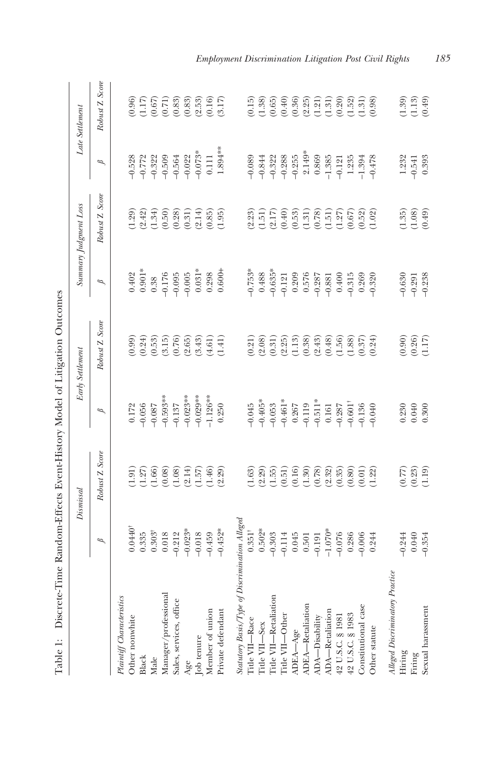Table 1: Discrete-Time Random-Effects Event-History Model of Litigation Outcomes

| | *Dismissal* | | *Early Settlement* | | *Summary Judgment Loss* | | *Late Settlement* | |
|---|---|---|---|---|---|---|---|---|
| | *β* | *Robust Z Score* | *β* | *Robust Z Score* | *β* | *Robust Z Score* | *β* | *Robust Z Score* |
| *Plaintiff Characteristics* | | | | | | | | |
| Other nonwhite | 0.0440[†] | (1.91) | 0.172 | (0.99) | 0.402 | (1.29) | −0.528 | (0.96) |
| Black | 0.335 | (1.27) | −0.056 | (0.24) | 0.901* | (2.42) | −0.772 | (1.17) |
| Male | 0.303[†] | (1.66) | −0.087 | (0.53) | 0.38 | (1.34) | −0.322 | (0.67) |
| Manager/professional | 0.018 | (0.08) | −0.593** | (3.15) | −0.176 | (0.50) | −0.509 | (0.71) |
| Sales, services, office | −0.212 | (1.08) | −0.137 | (0.76) | −0.095 | (0.28) | −0.564 | (0.83) |
| Age | −0.023* | (2.14) | −0.023** | (2.65) | −0.005 | (0.31) | −0.022 | (0.83) |
| Job tenure | −0.018 | (1.57) | −0.029** | (3.43) | 0.031* | (2.14) | −0.073* | (2.53) |
| Member of union | −0.459 | (1.46) | −1.126** | (4.61) | 0.298 | (0.85) | 0.111 | (0.16) |
| Private defendant | −0.452* | (2.29) | 0.250 | (1.41) | 0.600+ | (1.95) | 1.894** | (3.17) |
| *Statutory Basis/Type of Discrimination Alleged* | | | | | | | | |
| Title VII—Race | 0.351[†] | (1.63) | −0.045 | (0.21) | −0.753* | (2.23) | −0.089 | (0.15) |
| Title VII—Sex | 0.502* | (2.29) | −0.405* | (2.08) | 0.488 | (1.51) | −0.844 | (1.38) |
| Title VII—Retaliation | −0.303 | (1.55) | −0.053 | (0.31) | −0.635* | (2.17) | −0.322 | (0.65) |
| Title VII—Other | −0.114 | (0.51) | −0.461* | (2.25) | −0.121 | (0.40) | −0.288 | (0.40) |
| ADEA—Age | 0.045 | (0.16) | 0.267 | (1.13) | 0.209 | (0.53) | −0.255 | (0.36) |
| ADEA—Retaliation | 0.501 | (1.30) | −0.119 | (0.38) | 0.576 | (1.31) | 2.149* | (2.25) |
| ADA—Disability | −0.191 | (0.78) | −0.511* | (2.43) | −0.287 | (0.78) | 0.869 | (1.21) |
| ADA—Retaliation | −1.070* | (2.32) | 0.161 | (0.48) | −0.881 | (1.51) | −1.385 | (1.31) |
| 42 U.S.C. § 1981 | −0.076 | (0.35) | −0.287 | (1.56) | 0.400 | (1.27) | −0.121 | (0.20) |
| 42 U.S.C. § 1983 | 0.286 | (0.80) | −0.601[†] | (1.88) | −0.315 | (0.67) | 1.235 | (1.52) |
| Constitutional case | −0.006 | (0.01) | −0.136 | (0.37) | 0.269 | (0.52) | −1.394 | (1.31) |
| Other statute | 0.244 | (1.22) | −0.040 | (0.24) | −0.320 | (1.02) | −0.478 | (0.98) |
| *Alleged Discriminatory Practice* | | | | | | | | |
| Hiring | −0.244 | (0.77) | 0.230 | (0.90) | −0.630 | (1.35) | 1.232 | (1.39) |
| Firing | 0.040 | (0.23) | 0.040 | (0.26) | −0.291 | (1.08) | −0.541 | (1.13) |
| Sexual harassment | −0.354 | (1.19) | 0.300 | (1.17) | −0.238 | (0.49) | 0.393 | (0.49) |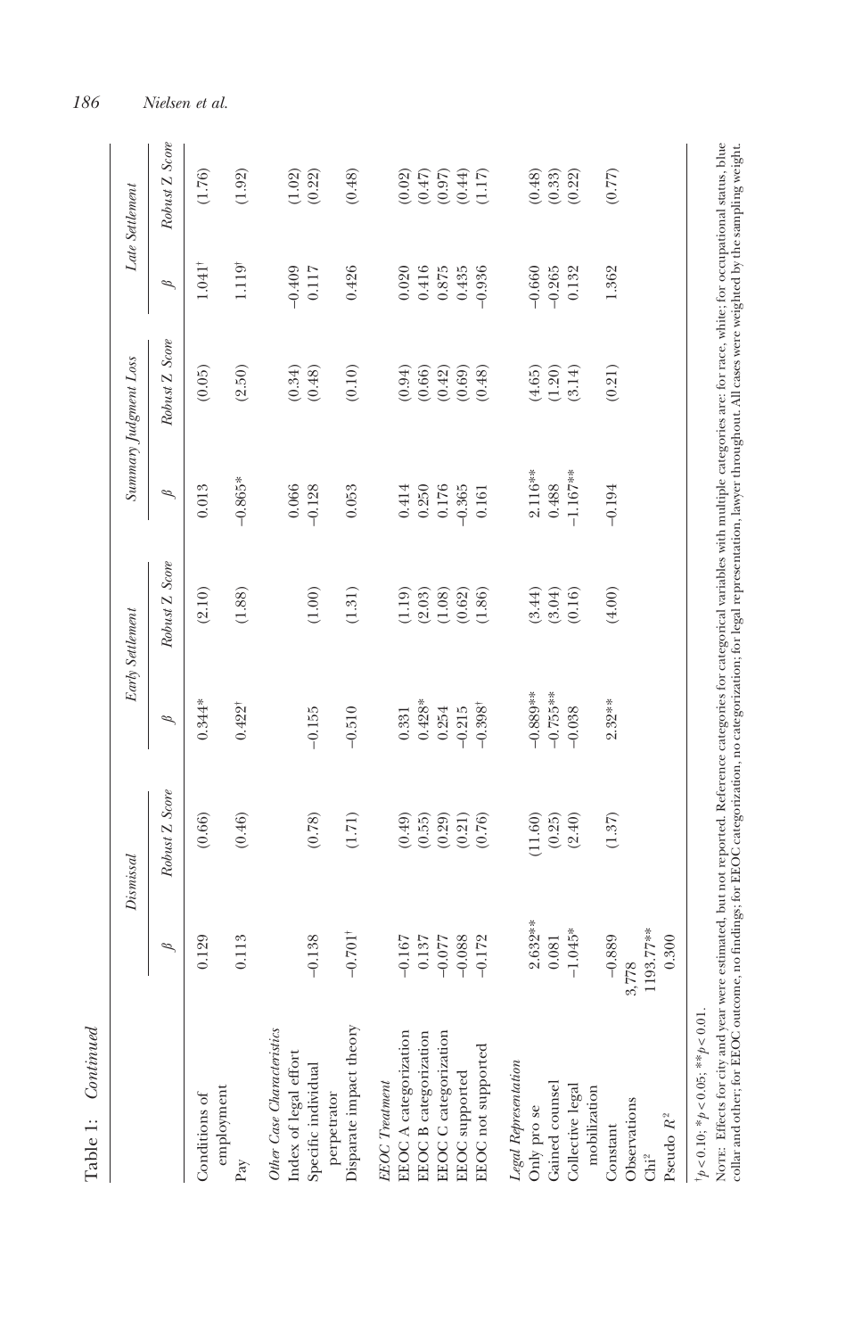Table 1: *Continued*

| | *Dismissal* | | *Early Settlement* | | *Summary Judgment Loss* | | *Late Settlement* | |
|---|---|---|---|---|---|---|---|---|
| | $\beta$ | *Robust Z Score* | $\beta$ | *Robust Z Score* | $\beta$ | *Robust Z Score* | $\beta$ | *Robust Z Score* |
| Conditions of employment | 0.129 | (0.66) | 0.344* | (2.10) | 0.013 | (0.05) | 1.041† | (1.76) |
| Pay | 0.113 | (0.46) | 0.422† | (1.88) | −0.865* | (2.50) | 1.119† | (1.92) |
| *Other Case Characteristics* | | | | | | | | |
| Index of legal effort | | | | | 0.066 | (0.34) | −0.409 | (1.02) |
| Specific individual perpetrator | −0.138 | (0.78) | −0.155 | (1.00) | −0.128 | (0.48) | 0.117 | (0.22) |
| Disparate impact theory | −0.701† | (1.71) | −0.510 | (1.31) | 0.053 | (0.10) | 0.426 | (0.48) |
| *EEOC Treatment* | | | | | | | | |
| EEOC A categorization | −0.167 | (0.49) | 0.331 | (1.19) | 0.414 | (0.94) | 0.020 | (0.02) |
| EEOC B categorization | 0.137 | (0.55) | 0.428* | (2.03) | 0.250 | (0.66) | 0.416 | (0.47) |
| EEOC C categorization | −0.077 | (0.29) | 0.254 | (1.08) | 0.176 | (0.42) | 0.875 | (0.97) |
| EEOC supported | −0.088 | (0.21) | −0.215 | (0.62) | −0.365 | (0.69) | 0.435 | (0.44) |
| EEOC not supported | −0.172 | (0.76) | −0.398† | (1.86) | 0.161 | (0.48) | −0.936 | (1.17) |
| *Legal Representation* | | | | | | | | |
| Only pro se | 2.632** | (11.60) | −0.889** | (3.44) | 2.116** | (4.65) | −0.660 | (0.48) |
| Gained counsel | 0.081 | (0.25) | −0.755** | (3.04) | 0.488 | (1.20) | −0.265 | (0.33) |
| Collective legal mobilization | −1.045* | (2.40) | −0.038 | (0.16) | −1.167** | (3.14) | 0.132 | (0.22) |
| Constant | −0.889 | (1.37) | 2.32** | (4.00) | −0.194 | (0.21) | 1.362 | (0.77) |
| Observations | 3,778 | | | | | | | |
| Chi² | 1193.77** | | | | | | | |
| Pseudo $R^2$ | 0.300 | | | | | | | |

†$p < 0.10$; *$p < 0.05$; **$p < 0.01$.

NOTE: Effects for city and year were estimated, but not reported. Reference categories for categorical variables with multiple categories are: for race, white; for occupational status, blue collar and other; for EEOC outcome, no findings; for EEOC categorization, no categorization; for legal representation, lawyer throughout. All cases were weighted by the sampling weight.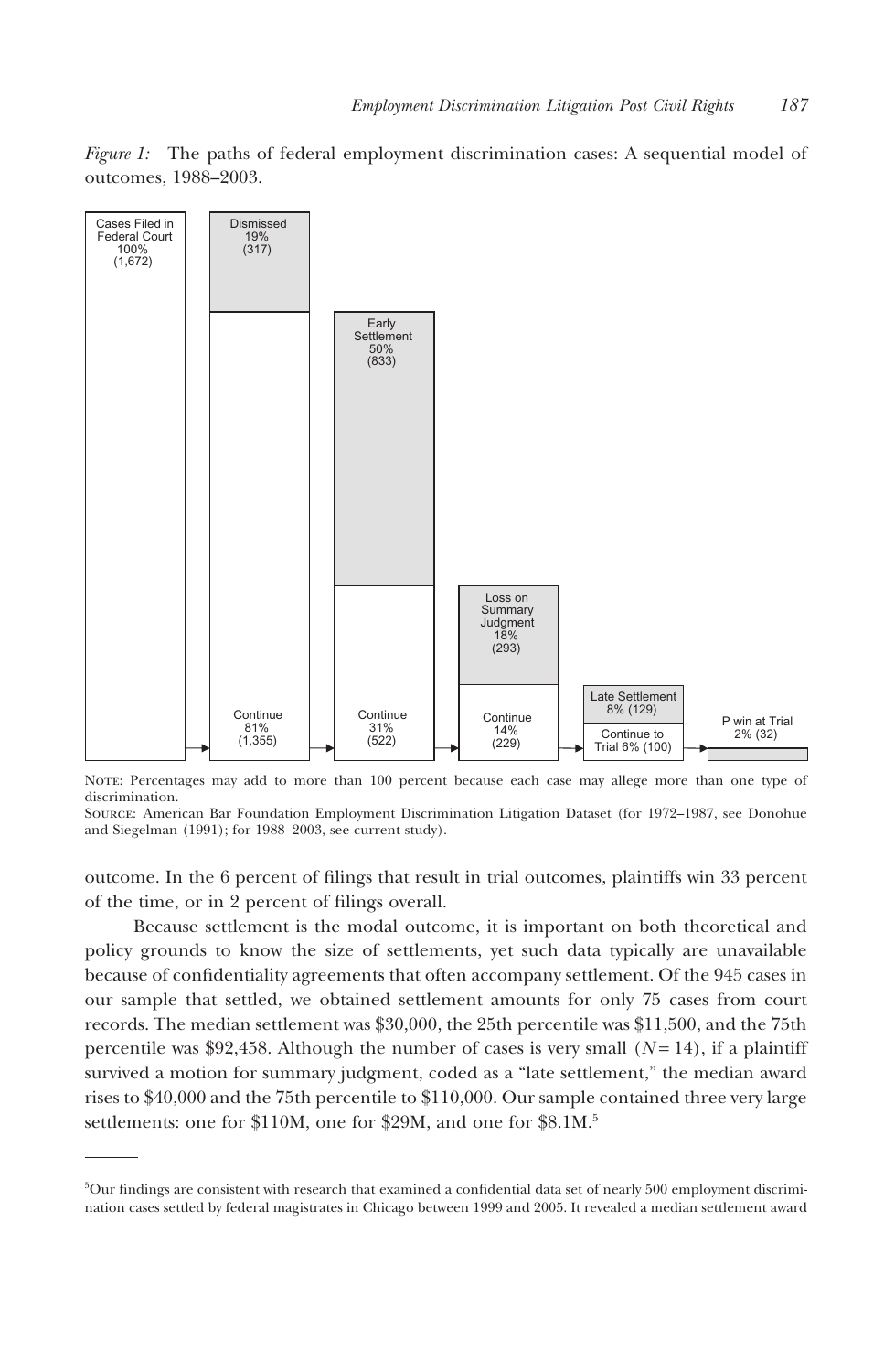*Figure 1:* The paths of federal employment discrimination cases: A sequential model of outcomes, 1988–2003.

Cases Filed in Federal Court 100% (1,672) → Dismissed 19% (317) / Continue 81% (1,355) → Early Settlement 50% (833) / Continue 31% (522) → Loss on Summary Judgment 18% (293) / Continue 14% (229) → Late Settlement 8% (129) / Continue to Trial 6% (100) → P win at Trial 2% (32)

Note: Percentages may add to more than 100 percent because each case may allege more than one type of discrimination.

Source: American Bar Foundation Employment Discrimination Litigation Dataset (for 1972–1987, see Donohue and Siegelman (1991); for 1988–2003, see current study).

outcome. In the 6 percent of filings that result in trial outcomes, plaintiffs win 33 percent of the time, or in 2 percent of filings overall.

Because settlement is the modal outcome, it is important on both theoretical and policy grounds to know the size of settlements, yet such data typically are unavailable because of confidentiality agreements that often accompany settlement. Of the 945 cases in our sample that settled, we obtained settlement amounts for only 75 cases from court records. The median settlement was \$30,000, the 25th percentile was \$11,500, and the 75th percentile was \$92,458. Although the number of cases is very small ($N = 14$), if a plaintiff survived a motion for summary judgment, coded as a "late settlement," the median award rises to \$40,000 and the 75th percentile to \$110,000. Our sample contained three very large settlements: one for \$110M, one for \$29M, and one for \$8.1M.[5]

[5]Our findings are consistent with research that examined a confidential data set of nearly 500 employment discrimination cases settled by federal magistrates in Chicago between 1999 and 2005. It revealed a median settlement award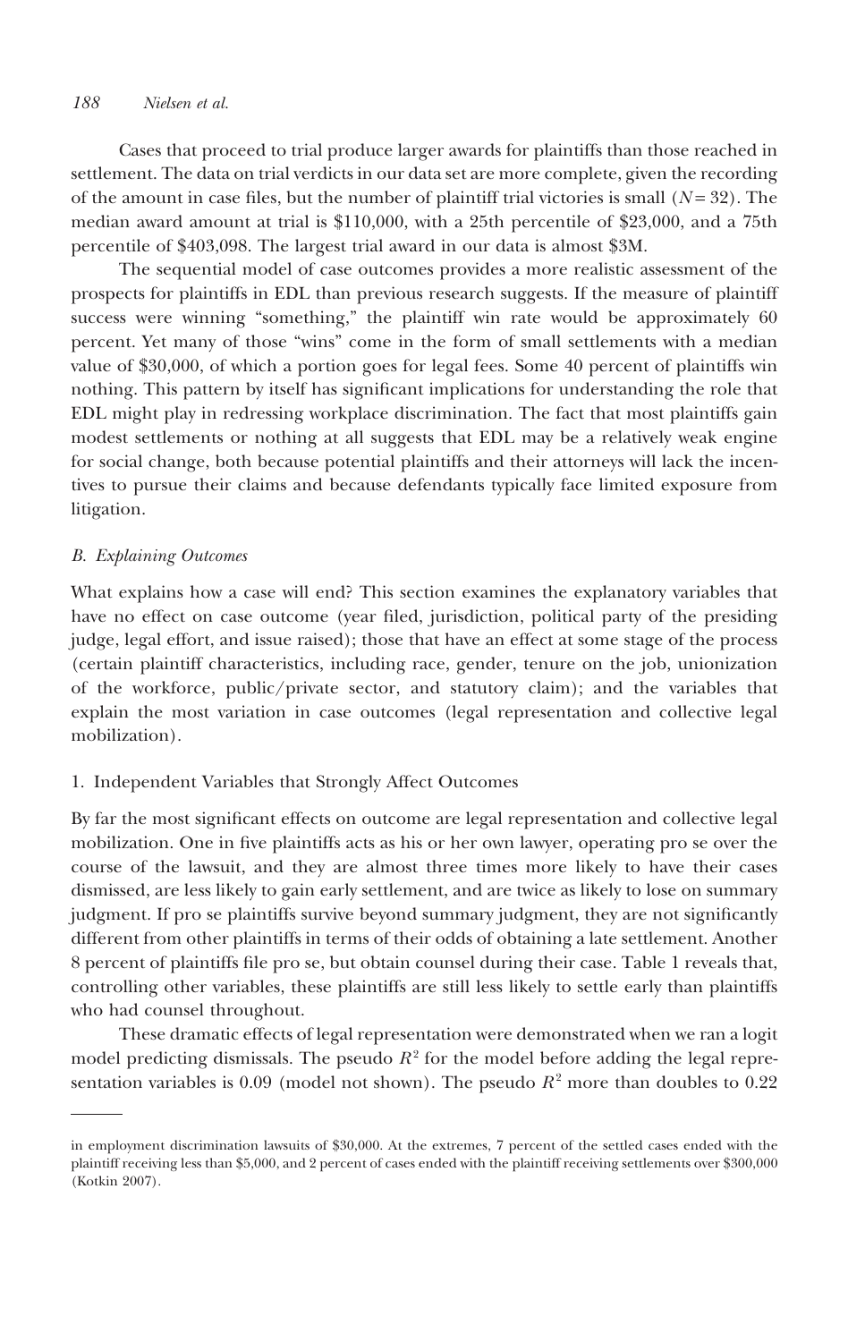Cases that proceed to trial produce larger awards for plaintiffs than those reached in settlement. The data on trial verdicts in our data set are more complete, given the recording of the amount in case files, but the number of plaintiff trial victories is small ($N = 32$). The median award amount at trial is $110,000, with a 25th percentile of $23,000, and a 75th percentile of $403,098. The largest trial award in our data is almost $3M.

The sequential model of case outcomes provides a more realistic assessment of the prospects for plaintiffs in EDL than previous research suggests. If the measure of plaintiff success were winning "something," the plaintiff win rate would be approximately 60 percent. Yet many of those "wins" come in the form of small settlements with a median value of $30,000, of which a portion goes for legal fees. Some 40 percent of plaintiffs win nothing. This pattern by itself has significant implications for understanding the role that EDL might play in redressing workplace discrimination. The fact that most plaintiffs gain modest settlements or nothing at all suggests that EDL may be a relatively weak engine for social change, both because potential plaintiffs and their attorneys will lack the incentives to pursue their claims and because defendants typically face limited exposure from litigation.

### *B. Explaining Outcomes*

What explains how a case will end? This section examines the explanatory variables that have no effect on case outcome (year filed, jurisdiction, political party of the presiding judge, legal effort, and issue raised); those that have an effect at some stage of the process (certain plaintiff characteristics, including race, gender, tenure on the job, unionization of the workforce, public/private sector, and statutory claim); and the variables that explain the most variation in case outcomes (legal representation and collective legal mobilization).

#### 1. Independent Variables that Strongly Affect Outcomes

By far the most significant effects on outcome are legal representation and collective legal mobilization. One in five plaintiffs acts as his or her own lawyer, operating pro se over the course of the lawsuit, and they are almost three times more likely to have their cases dismissed, are less likely to gain early settlement, and are twice as likely to lose on summary judgment. If pro se plaintiffs survive beyond summary judgment, they are not significantly different from other plaintiffs in terms of their odds of obtaining a late settlement. Another 8 percent of plaintiffs file pro se, but obtain counsel during their case. Table 1 reveals that, controlling other variables, these plaintiffs are still less likely to settle early than plaintiffs who had counsel throughout.

These dramatic effects of legal representation were demonstrated when we ran a logit model predicting dismissals. The pseudo $R^2$ for the model before adding the legal representation variables is 0.09 (model not shown). The pseudo $R^2$ more than doubles to 0.22

---

in employment discrimination lawsuits of $30,000. At the extremes, 7 percent of the settled cases ended with the plaintiff receiving less than $5,000, and 2 percent of cases ended with the plaintiff receiving settlements over $300,000 (Kotkin 2007).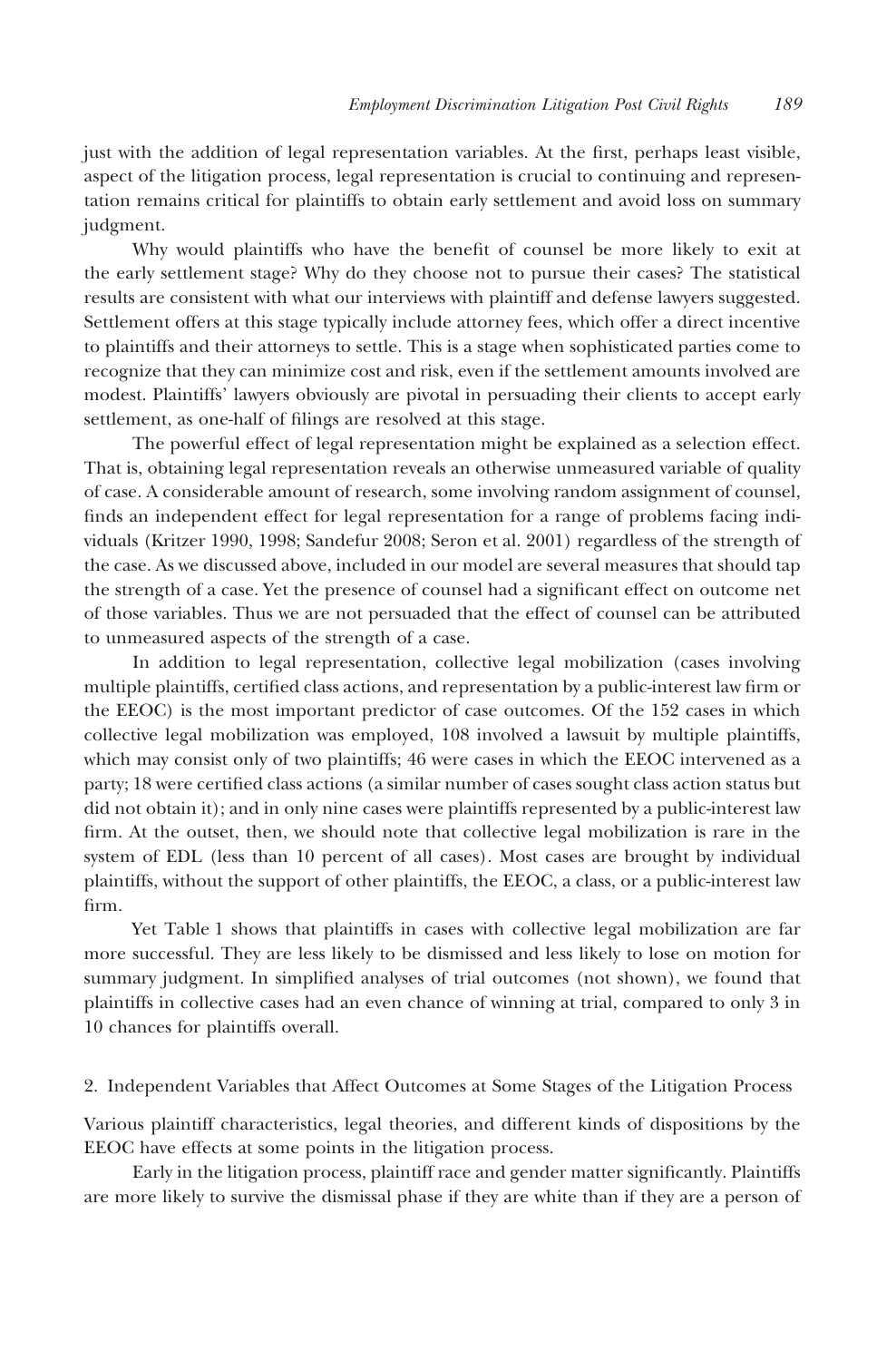just with the addition of legal representation variables. At the first, perhaps least visible, aspect of the litigation process, legal representation is crucial to continuing and representation remains critical for plaintiffs to obtain early settlement and avoid loss on summary judgment.

Why would plaintiffs who have the benefit of counsel be more likely to exit at the early settlement stage? Why do they choose not to pursue their cases? The statistical results are consistent with what our interviews with plaintiff and defense lawyers suggested. Settlement offers at this stage typically include attorney fees, which offer a direct incentive to plaintiffs and their attorneys to settle. This is a stage when sophisticated parties come to recognize that they can minimize cost and risk, even if the settlement amounts involved are modest. Plaintiffs' lawyers obviously are pivotal in persuading their clients to accept early settlement, as one-half of filings are resolved at this stage.

The powerful effect of legal representation might be explained as a selection effect. That is, obtaining legal representation reveals an otherwise unmeasured variable of quality of case. A considerable amount of research, some involving random assignment of counsel, finds an independent effect for legal representation for a range of problems facing individuals (Kritzer 1990, 1998; Sandefur 2008; Seron et al. 2001) regardless of the strength of the case. As we discussed above, included in our model are several measures that should tap the strength of a case. Yet the presence of counsel had a significant effect on outcome net of those variables. Thus we are not persuaded that the effect of counsel can be attributed to unmeasured aspects of the strength of a case.

In addition to legal representation, collective legal mobilization (cases involving multiple plaintiffs, certified class actions, and representation by a public-interest law firm or the EEOC) is the most important predictor of case outcomes. Of the 152 cases in which collective legal mobilization was employed, 108 involved a lawsuit by multiple plaintiffs, which may consist only of two plaintiffs; 46 were cases in which the EEOC intervened as a party; 18 were certified class actions (a similar number of cases sought class action status but did not obtain it); and in only nine cases were plaintiffs represented by a public-interest law firm. At the outset, then, we should note that collective legal mobilization is rare in the system of EDL (less than 10 percent of all cases). Most cases are brought by individual plaintiffs, without the support of other plaintiffs, the EEOC, a class, or a public-interest law firm.

Yet Table 1 shows that plaintiffs in cases with collective legal mobilization are far more successful. They are less likely to be dismissed and less likely to lose on motion for summary judgment. In simplified analyses of trial outcomes (not shown), we found that plaintiffs in collective cases had an even chance of winning at trial, compared to only 3 in 10 chances for plaintiffs overall.

### 2. Independent Variables that Affect Outcomes at Some Stages of the Litigation Process

Various plaintiff characteristics, legal theories, and different kinds of dispositions by the EEOC have effects at some points in the litigation process.

Early in the litigation process, plaintiff race and gender matter significantly. Plaintiffs are more likely to survive the dismissal phase if they are white than if they are a person of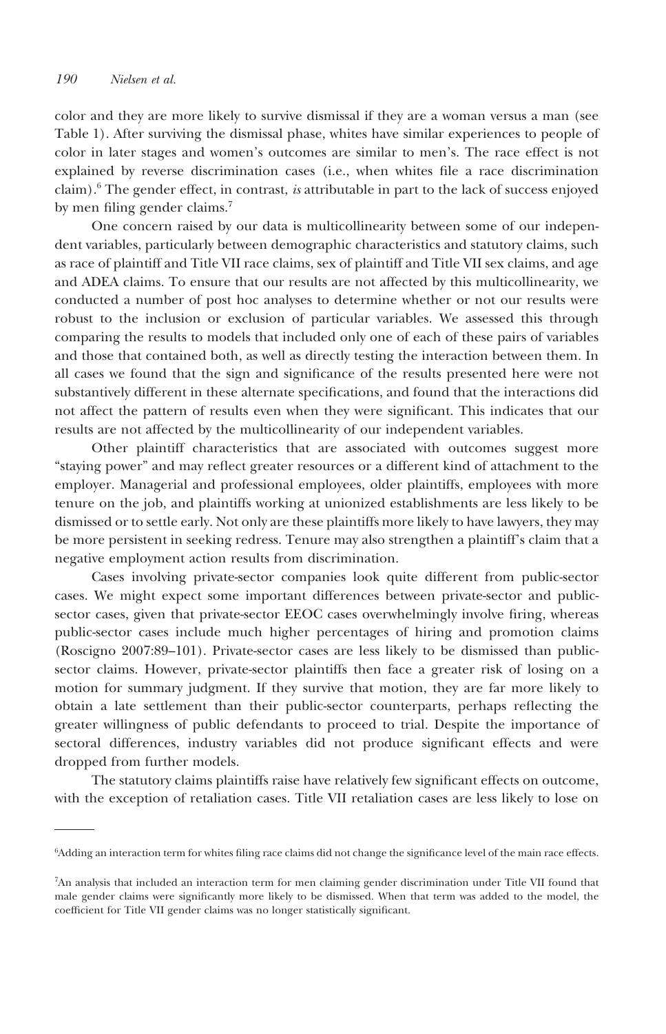color and they are more likely to survive dismissal if they are a woman versus a man (see Table 1). After surviving the dismissal phase, whites have similar experiences to people of color in later stages and women's outcomes are similar to men's. The race effect is not explained by reverse discrimination cases (i.e., when whites file a race discrimination claim).[6] The gender effect, in contrast, *is* attributable in part to the lack of success enjoyed by men filing gender claims.[7]

One concern raised by our data is multicollinearity between some of our independent variables, particularly between demographic characteristics and statutory claims, such as race of plaintiff and Title VII race claims, sex of plaintiff and Title VII sex claims, and age and ADEA claims. To ensure that our results are not affected by this multicollinearity, we conducted a number of post hoc analyses to determine whether or not our results were robust to the inclusion or exclusion of particular variables. We assessed this through comparing the results to models that included only one of each of these pairs of variables and those that contained both, as well as directly testing the interaction between them. In all cases we found that the sign and significance of the results presented here were not substantively different in these alternate specifications, and found that the interactions did not affect the pattern of results even when they were significant. This indicates that our results are not affected by the multicollinearity of our independent variables.

Other plaintiff characteristics that are associated with outcomes suggest more "staying power" and may reflect greater resources or a different kind of attachment to the employer. Managerial and professional employees, older plaintiffs, employees with more tenure on the job, and plaintiffs working at unionized establishments are less likely to be dismissed or to settle early. Not only are these plaintiffs more likely to have lawyers, they may be more persistent in seeking redress. Tenure may also strengthen a plaintiff's claim that a negative employment action results from discrimination.

Cases involving private-sector companies look quite different from public-sector cases. We might expect some important differences between private-sector and public-sector cases, given that private-sector EEOC cases overwhelmingly involve firing, whereas public-sector cases include much higher percentages of hiring and promotion claims (Roscigno 2007:89–101). Private-sector cases are less likely to be dismissed than public-sector claims. However, private-sector plaintiffs then face a greater risk of losing on a motion for summary judgment. If they survive that motion, they are far more likely to obtain a late settlement than their public-sector counterparts, perhaps reflecting the greater willingness of public defendants to proceed to trial. Despite the importance of sectoral differences, industry variables did not produce significant effects and were dropped from further models.

The statutory claims plaintiffs raise have relatively few significant effects on outcome, with the exception of retaliation cases. Title VII retaliation cases are less likely to lose on

---

[6]Adding an interaction term for whites filing race claims did not change the significance level of the main race effects.

[7]An analysis that included an interaction term for men claiming gender discrimination under Title VII found that male gender claims were significantly more likely to be dismissed. When that term was added to the model, the coefficient for Title VII gender claims was no longer statistically significant.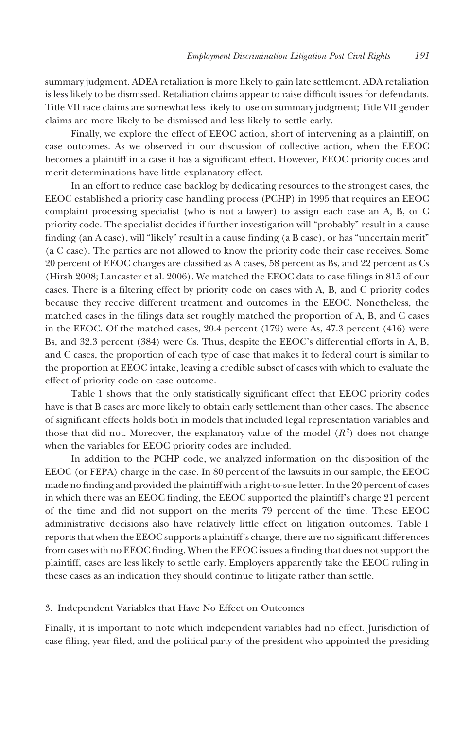summary judgment. ADEA retaliation is more likely to gain late settlement. ADA retaliation is less likely to be dismissed. Retaliation claims appear to raise difficult issues for defendants. Title VII race claims are somewhat less likely to lose on summary judgment; Title VII gender claims are more likely to be dismissed and less likely to settle early.

Finally, we explore the effect of EEOC action, short of intervening as a plaintiff, on case outcomes. As we observed in our discussion of collective action, when the EEOC becomes a plaintiff in a case it has a significant effect. However, EEOC priority codes and merit determinations have little explanatory effect.

In an effort to reduce case backlog by dedicating resources to the strongest cases, the EEOC established a priority case handling process (PCHP) in 1995 that requires an EEOC complaint processing specialist (who is not a lawyer) to assign each case an A, B, or C priority code. The specialist decides if further investigation will "probably" result in a cause finding (an A case), will "likely" result in a cause finding (a B case), or has "uncertain merit" (a C case). The parties are not allowed to know the priority code their case receives. Some 20 percent of EEOC charges are classified as A cases, 58 percent as Bs, and 22 percent as Cs (Hirsh 2008; Lancaster et al. 2006). We matched the EEOC data to case filings in 815 of our cases. There is a filtering effect by priority code on cases with A, B, and C priority codes because they receive different treatment and outcomes in the EEOC. Nonetheless, the matched cases in the filings data set roughly matched the proportion of A, B, and C cases in the EEOC. Of the matched cases, 20.4 percent (179) were As, 47.3 percent (416) were Bs, and 32.3 percent (384) were Cs. Thus, despite the EEOC's differential efforts in A, B, and C cases, the proportion of each type of case that makes it to federal court is similar to the proportion at EEOC intake, leaving a credible subset of cases with which to evaluate the effect of priority code on case outcome.

Table 1 shows that the only statistically significant effect that EEOC priority codes have is that B cases are more likely to obtain early settlement than other cases. The absence of significant effects holds both in models that included legal representation variables and those that did not. Moreover, the explanatory value of the model ($R^2$) does not change when the variables for EEOC priority codes are included.

In addition to the PCHP code, we analyzed information on the disposition of the EEOC (or FEPA) charge in the case. In 80 percent of the lawsuits in our sample, the EEOC made no finding and provided the plaintiff with a right-to-sue letter. In the 20 percent of cases in which there was an EEOC finding, the EEOC supported the plaintiff's charge 21 percent of the time and did not support on the merits 79 percent of the time. These EEOC administrative decisions also have relatively little effect on litigation outcomes. Table 1 reports that when the EEOC supports a plaintiff's charge, there are no significant differences from cases with no EEOC finding. When the EEOC issues a finding that does not support the plaintiff, cases are less likely to settle early. Employers apparently take the EEOC ruling in these cases as an indication they should continue to litigate rather than settle.

### 3. Independent Variables that Have No Effect on Outcomes

Finally, it is important to note which independent variables had no effect. Jurisdiction of case filing, year filed, and the political party of the president who appointed the presiding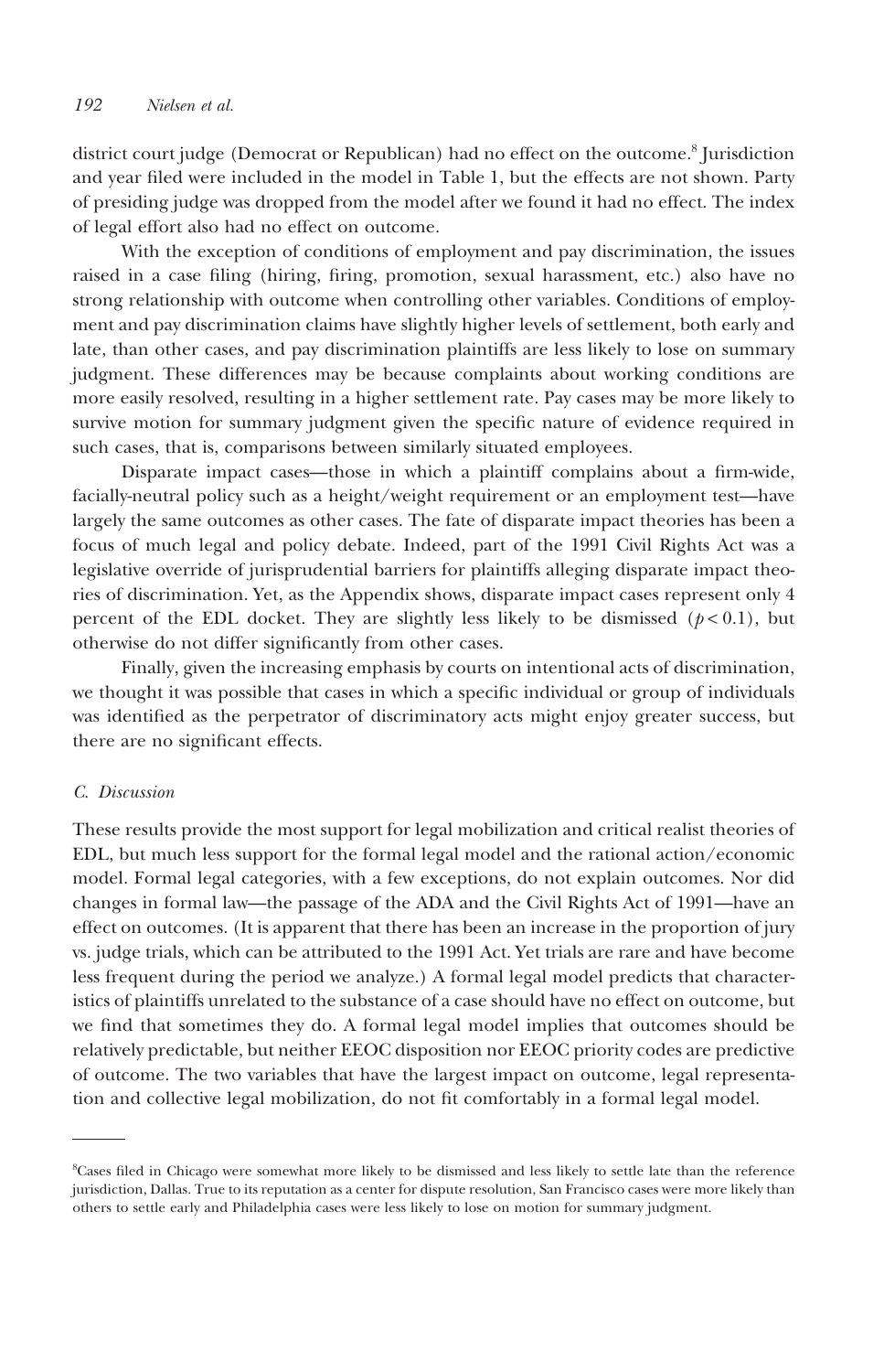district court judge (Democrat or Republican) had no effect on the outcome.[8] Jurisdiction and year filed were included in the model in Table 1, but the effects are not shown. Party of presiding judge was dropped from the model after we found it had no effect. The index of legal effort also had no effect on outcome.

With the exception of conditions of employment and pay discrimination, the issues raised in a case filing (hiring, firing, promotion, sexual harassment, etc.) also have no strong relationship with outcome when controlling other variables. Conditions of employment and pay discrimination claims have slightly higher levels of settlement, both early and late, than other cases, and pay discrimination plaintiffs are less likely to lose on summary judgment. These differences may be because complaints about working conditions are more easily resolved, resulting in a higher settlement rate. Pay cases may be more likely to survive motion for summary judgment given the specific nature of evidence required in such cases, that is, comparisons between similarly situated employees.

Disparate impact cases—those in which a plaintiff complains about a firm-wide, facially-neutral policy such as a height/weight requirement or an employment test—have largely the same outcomes as other cases. The fate of disparate impact theories has been a focus of much legal and policy debate. Indeed, part of the 1991 Civil Rights Act was a legislative override of jurisprudential barriers for plaintiffs alleging disparate impact theories of discrimination. Yet, as the Appendix shows, disparate impact cases represent only 4 percent of the EDL docket. They are slightly less likely to be dismissed ($p < 0.1$), but otherwise do not differ significantly from other cases.

Finally, given the increasing emphasis by courts on intentional acts of discrimination, we thought it was possible that cases in which a specific individual or group of individuals was identified as the perpetrator of discriminatory acts might enjoy greater success, but there are no significant effects.

### *C. Discussion*

These results provide the most support for legal mobilization and critical realist theories of EDL, but much less support for the formal legal model and the rational action/economic model. Formal legal categories, with a few exceptions, do not explain outcomes. Nor did changes in formal law—the passage of the ADA and the Civil Rights Act of 1991—have an effect on outcomes. (It is apparent that there has been an increase in the proportion of jury vs. judge trials, which can be attributed to the 1991 Act. Yet trials are rare and have become less frequent during the period we analyze.) A formal legal model predicts that characteristics of plaintiffs unrelated to the substance of a case should have no effect on outcome, but we find that sometimes they do. A formal legal model implies that outcomes should be relatively predictable, but neither EEOC disposition nor EEOC priority codes are predictive of outcome. The two variables that have the largest impact on outcome, legal representation and collective legal mobilization, do not fit comfortably in a formal legal model.

---

[8]Cases filed in Chicago were somewhat more likely to be dismissed and less likely to settle late than the reference jurisdiction, Dallas. True to its reputation as a center for dispute resolution, San Francisco cases were more likely than others to settle early and Philadelphia cases were less likely to lose on motion for summary judgment.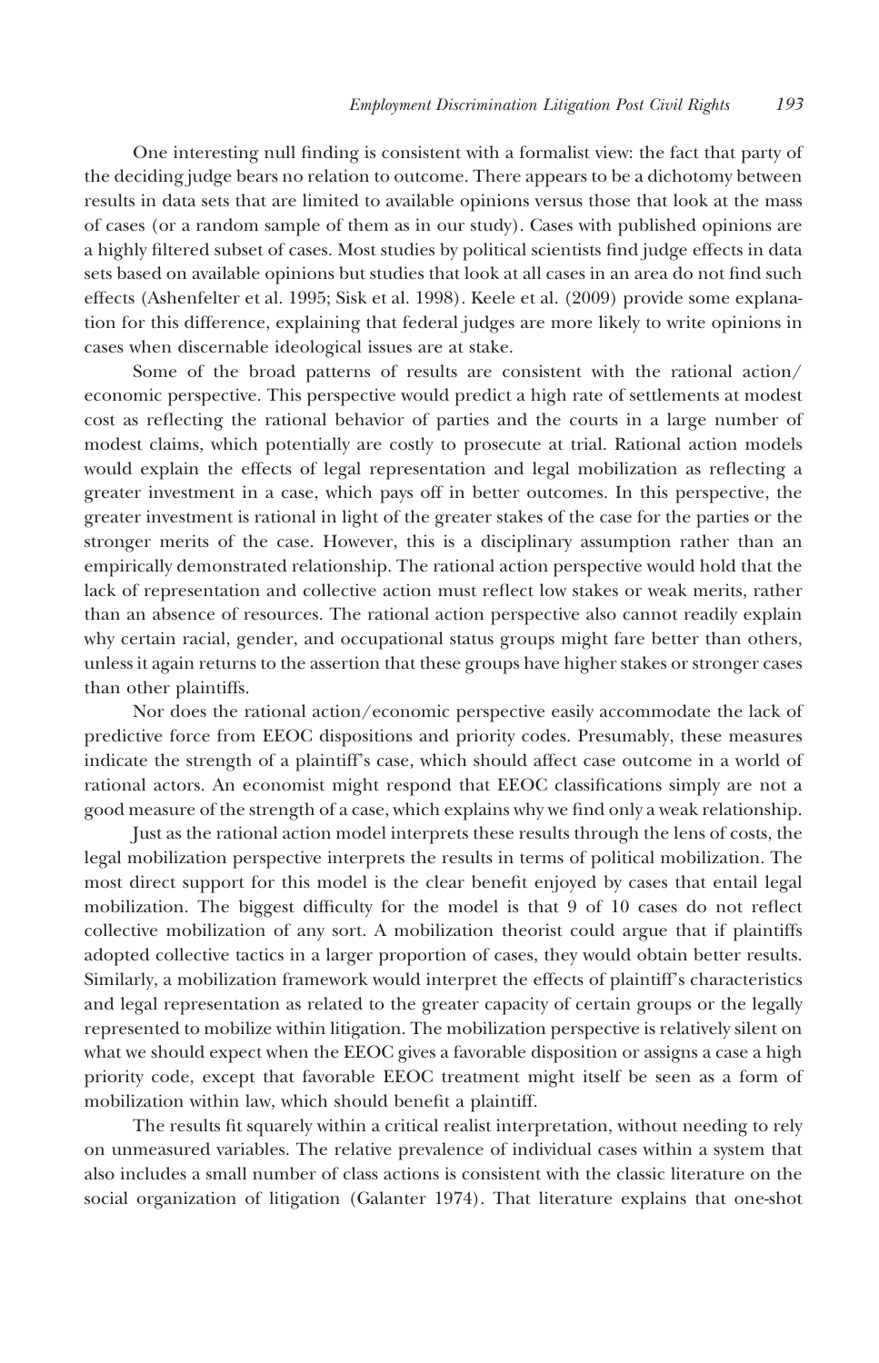One interesting null finding is consistent with a formalist view: the fact that party of the deciding judge bears no relation to outcome. There appears to be a dichotomy between results in data sets that are limited to available opinions versus those that look at the mass of cases (or a random sample of them as in our study). Cases with published opinions are a highly filtered subset of cases. Most studies by political scientists find judge effects in data sets based on available opinions but studies that look at all cases in an area do not find such effects (Ashenfelter et al. 1995; Sisk et al. 1998). Keele et al. (2009) provide some explanation for this difference, explaining that federal judges are more likely to write opinions in cases when discernable ideological issues are at stake.

Some of the broad patterns of results are consistent with the rational action/economic perspective. This perspective would predict a high rate of settlements at modest cost as reflecting the rational behavior of parties and the courts in a large number of modest claims, which potentially are costly to prosecute at trial. Rational action models would explain the effects of legal representation and legal mobilization as reflecting a greater investment in a case, which pays off in better outcomes. In this perspective, the greater investment is rational in light of the greater stakes of the case for the parties or the stronger merits of the case. However, this is a disciplinary assumption rather than an empirically demonstrated relationship. The rational action perspective would hold that the lack of representation and collective action must reflect low stakes or weak merits, rather than an absence of resources. The rational action perspective also cannot readily explain why certain racial, gender, and occupational status groups might fare better than others, unless it again returns to the assertion that these groups have higher stakes or stronger cases than other plaintiffs.

Nor does the rational action/economic perspective easily accommodate the lack of predictive force from EEOC dispositions and priority codes. Presumably, these measures indicate the strength of a plaintiff's case, which should affect case outcome in a world of rational actors. An economist might respond that EEOC classifications simply are not a good measure of the strength of a case, which explains why we find only a weak relationship.

Just as the rational action model interprets these results through the lens of costs, the legal mobilization perspective interprets the results in terms of political mobilization. The most direct support for this model is the clear benefit enjoyed by cases that entail legal mobilization. The biggest difficulty for the model is that 9 of 10 cases do not reflect collective mobilization of any sort. A mobilization theorist could argue that if plaintiffs adopted collective tactics in a larger proportion of cases, they would obtain better results. Similarly, a mobilization framework would interpret the effects of plaintiff's characteristics and legal representation as related to the greater capacity of certain groups or the legally represented to mobilize within litigation. The mobilization perspective is relatively silent on what we should expect when the EEOC gives a favorable disposition or assigns a case a high priority code, except that favorable EEOC treatment might itself be seen as a form of mobilization within law, which should benefit a plaintiff.

The results fit squarely within a critical realist interpretation, without needing to rely on unmeasured variables. The relative prevalence of individual cases within a system that also includes a small number of class actions is consistent with the classic literature on the social organization of litigation (Galanter 1974). That literature explains that one-shot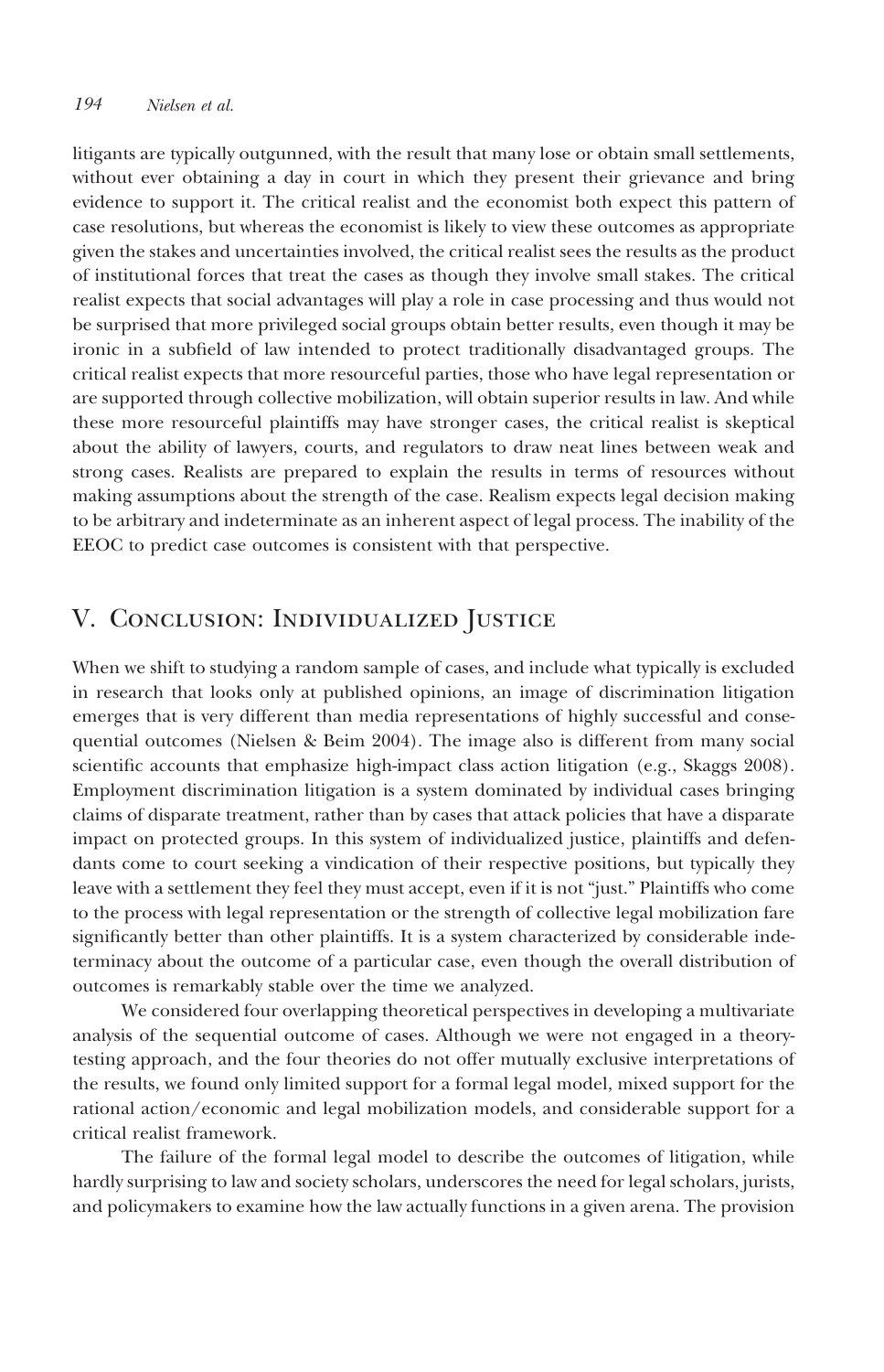litigants are typically outgunned, with the result that many lose or obtain small settlements, without ever obtaining a day in court in which they present their grievance and bring evidence to support it. The critical realist and the economist both expect this pattern of case resolutions, but whereas the economist is likely to view these outcomes as appropriate given the stakes and uncertainties involved, the critical realist sees the results as the product of institutional forces that treat the cases as though they involve small stakes. The critical realist expects that social advantages will play a role in case processing and thus would not be surprised that more privileged social groups obtain better results, even though it may be ironic in a subfield of law intended to protect traditionally disadvantaged groups. The critical realist expects that more resourceful parties, those who have legal representation or are supported through collective mobilization, will obtain superior results in law. And while these more resourceful plaintiffs may have stronger cases, the critical realist is skeptical about the ability of lawyers, courts, and regulators to draw neat lines between weak and strong cases. Realists are prepared to explain the results in terms of resources without making assumptions about the strength of the case. Realism expects legal decision making to be arbitrary and indeterminate as an inherent aspect of legal process. The inability of the EEOC to predict case outcomes is consistent with that perspective.

## V. Conclusion: Individualized Justice

When we shift to studying a random sample of cases, and include what typically is excluded in research that looks only at published opinions, an image of discrimination litigation emerges that is very different than media representations of highly successful and consequential outcomes (Nielsen & Beim 2004). The image also is different from many social scientific accounts that emphasize high-impact class action litigation (e.g., Skaggs 2008). Employment discrimination litigation is a system dominated by individual cases bringing claims of disparate treatment, rather than by cases that attack policies that have a disparate impact on protected groups. In this system of individualized justice, plaintiffs and defendants come to court seeking a vindication of their respective positions, but typically they leave with a settlement they feel they must accept, even if it is not "just." Plaintiffs who come to the process with legal representation or the strength of collective legal mobilization fare significantly better than other plaintiffs. It is a system characterized by considerable indeterminacy about the outcome of a particular case, even though the overall distribution of outcomes is remarkably stable over the time we analyzed.

We considered four overlapping theoretical perspectives in developing a multivariate analysis of the sequential outcome of cases. Although we were not engaged in a theory-testing approach, and the four theories do not offer mutually exclusive interpretations of the results, we found only limited support for a formal legal model, mixed support for the rational action/economic and legal mobilization models, and considerable support for a critical realist framework.

The failure of the formal legal model to describe the outcomes of litigation, while hardly surprising to law and society scholars, underscores the need for legal scholars, jurists, and policymakers to examine how the law actually functions in a given arena. The provision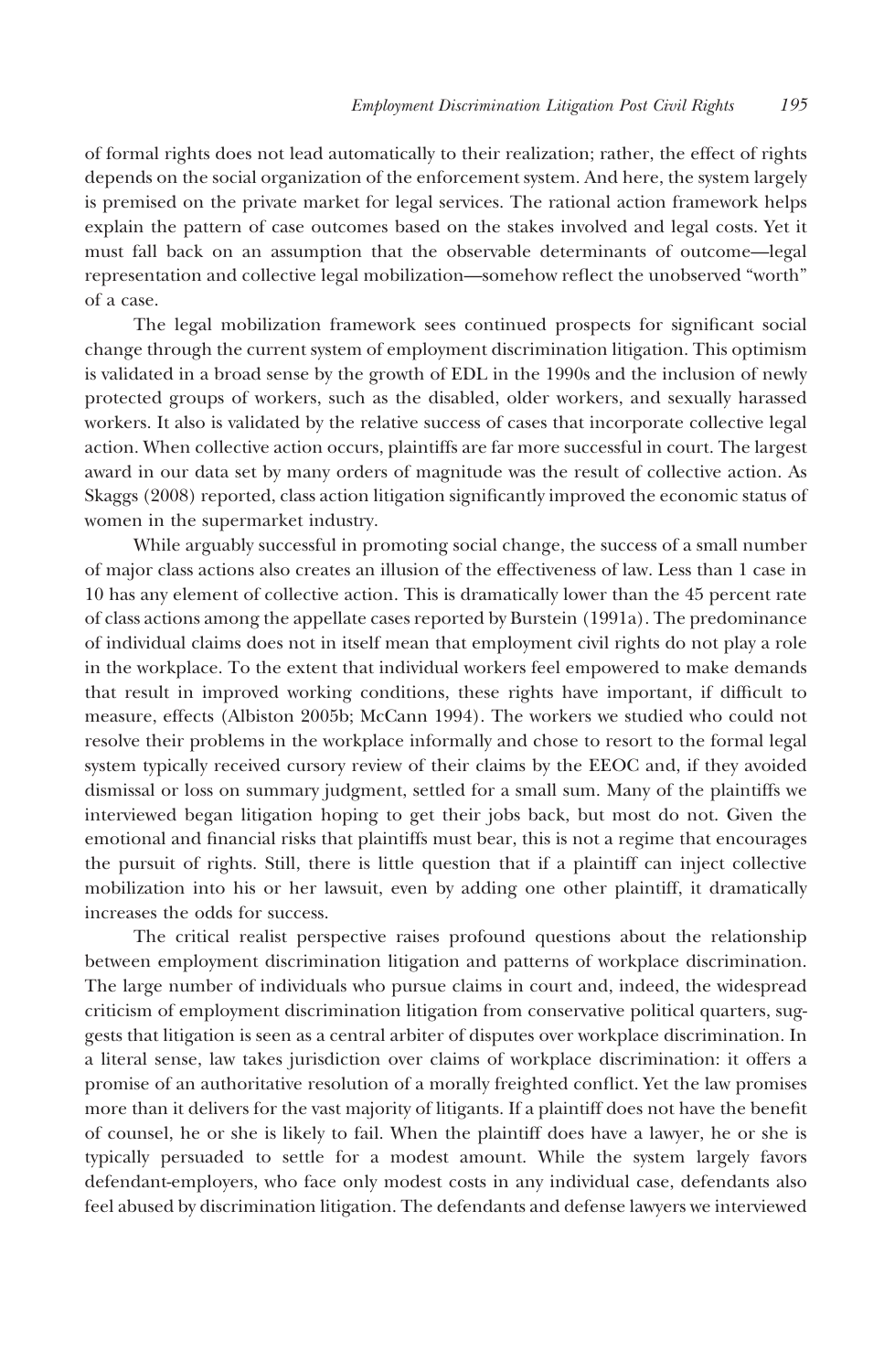of formal rights does not lead automatically to their realization; rather, the effect of rights depends on the social organization of the enforcement system. And here, the system largely is premised on the private market for legal services. The rational action framework helps explain the pattern of case outcomes based on the stakes involved and legal costs. Yet it must fall back on an assumption that the observable determinants of outcome—legal representation and collective legal mobilization—somehow reflect the unobserved "worth" of a case.

The legal mobilization framework sees continued prospects for significant social change through the current system of employment discrimination litigation. This optimism is validated in a broad sense by the growth of EDL in the 1990s and the inclusion of newly protected groups of workers, such as the disabled, older workers, and sexually harassed workers. It also is validated by the relative success of cases that incorporate collective legal action. When collective action occurs, plaintiffs are far more successful in court. The largest award in our data set by many orders of magnitude was the result of collective action. As Skaggs (2008) reported, class action litigation significantly improved the economic status of women in the supermarket industry.

While arguably successful in promoting social change, the success of a small number of major class actions also creates an illusion of the effectiveness of law. Less than 1 case in 10 has any element of collective action. This is dramatically lower than the 45 percent rate of class actions among the appellate cases reported by Burstein (1991a). The predominance of individual claims does not in itself mean that employment civil rights do not play a role in the workplace. To the extent that individual workers feel empowered to make demands that result in improved working conditions, these rights have important, if difficult to measure, effects (Albiston 2005b; McCann 1994). The workers we studied who could not resolve their problems in the workplace informally and chose to resort to the formal legal system typically received cursory review of their claims by the EEOC and, if they avoided dismissal or loss on summary judgment, settled for a small sum. Many of the plaintiffs we interviewed began litigation hoping to get their jobs back, but most do not. Given the emotional and financial risks that plaintiffs must bear, this is not a regime that encourages the pursuit of rights. Still, there is little question that if a plaintiff can inject collective mobilization into his or her lawsuit, even by adding one other plaintiff, it dramatically increases the odds for success.

The critical realist perspective raises profound questions about the relationship between employment discrimination litigation and patterns of workplace discrimination. The large number of individuals who pursue claims in court and, indeed, the widespread criticism of employment discrimination litigation from conservative political quarters, suggests that litigation is seen as a central arbiter of disputes over workplace discrimination. In a literal sense, law takes jurisdiction over claims of workplace discrimination: it offers a promise of an authoritative resolution of a morally freighted conflict. Yet the law promises more than it delivers for the vast majority of litigants. If a plaintiff does not have the benefit of counsel, he or she is likely to fail. When the plaintiff does have a lawyer, he or she is typically persuaded to settle for a modest amount. While the system largely favors defendant-employers, who face only modest costs in any individual case, defendants also feel abused by discrimination litigation. The defendants and defense lawyers we interviewed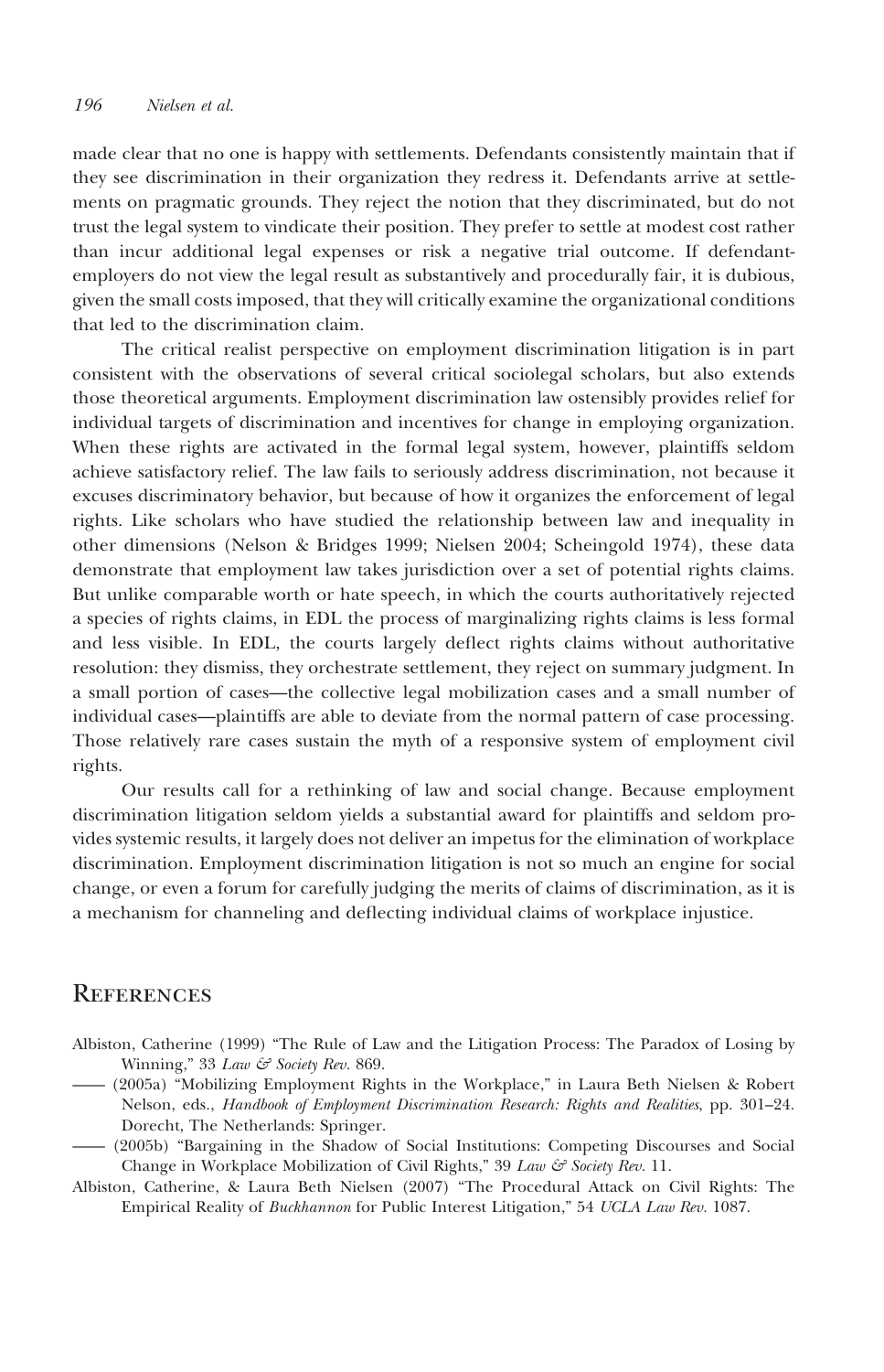made clear that no one is happy with settlements. Defendants consistently maintain that if they see discrimination in their organization they redress it. Defendants arrive at settlements on pragmatic grounds. They reject the notion that they discriminated, but do not trust the legal system to vindicate their position. They prefer to settle at modest cost rather than incur additional legal expenses or risk a negative trial outcome. If defendant-employers do not view the legal result as substantively and procedurally fair, it is dubious, given the small costs imposed, that they will critically examine the organizational conditions that led to the discrimination claim.

The critical realist perspective on employment discrimination litigation is in part consistent with the observations of several critical sociolegal scholars, but also extends those theoretical arguments. Employment discrimination law ostensibly provides relief for individual targets of discrimination and incentives for change in employing organization. When these rights are activated in the formal legal system, however, plaintiffs seldom achieve satisfactory relief. The law fails to seriously address discrimination, not because it excuses discriminatory behavior, but because of how it organizes the enforcement of legal rights. Like scholars who have studied the relationship between law and inequality in other dimensions (Nelson & Bridges 1999; Nielsen 2004; Scheingold 1974), these data demonstrate that employment law takes jurisdiction over a set of potential rights claims. But unlike comparable worth or hate speech, in which the courts authoritatively rejected a species of rights claims, in EDL the process of marginalizing rights claims is less formal and less visible. In EDL, the courts largely deflect rights claims without authoritative resolution: they dismiss, they orchestrate settlement, they reject on summary judgment. In a small portion of cases—the collective legal mobilization cases and a small number of individual cases—plaintiffs are able to deviate from the normal pattern of case processing. Those relatively rare cases sustain the myth of a responsive system of employment civil rights.

Our results call for a rethinking of law and social change. Because employment discrimination litigation seldom yields a substantial award for plaintiffs and seldom provides systemic results, it largely does not deliver an impetus for the elimination of workplace discrimination. Employment discrimination litigation is not so much an engine for social change, or even a forum for carefully judging the merits of claims of discrimination, as it is a mechanism for channeling and deflecting individual claims of workplace injustice.

## References

Albiston, Catherine (1999) "The Rule of Law and the Litigation Process: The Paradox of Losing by Winning," 33 *Law & Society Rev.* 869.

—— (2005a) "Mobilizing Employment Rights in the Workplace," in Laura Beth Nielsen & Robert Nelson, eds., *Handbook of Employment Discrimination Research: Rights and Realities*, pp. 301–24. Dorecht, The Netherlands: Springer.

—— (2005b) "Bargaining in the Shadow of Social Institutions: Competing Discourses and Social Change in Workplace Mobilization of Civil Rights," 39 *Law & Society Rev.* 11.

Albiston, Catherine, & Laura Beth Nielsen (2007) "The Procedural Attack on Civil Rights: The Empirical Reality of *Buckhannon* for Public Interest Litigation," 54 *UCLA Law Rev.* 1087.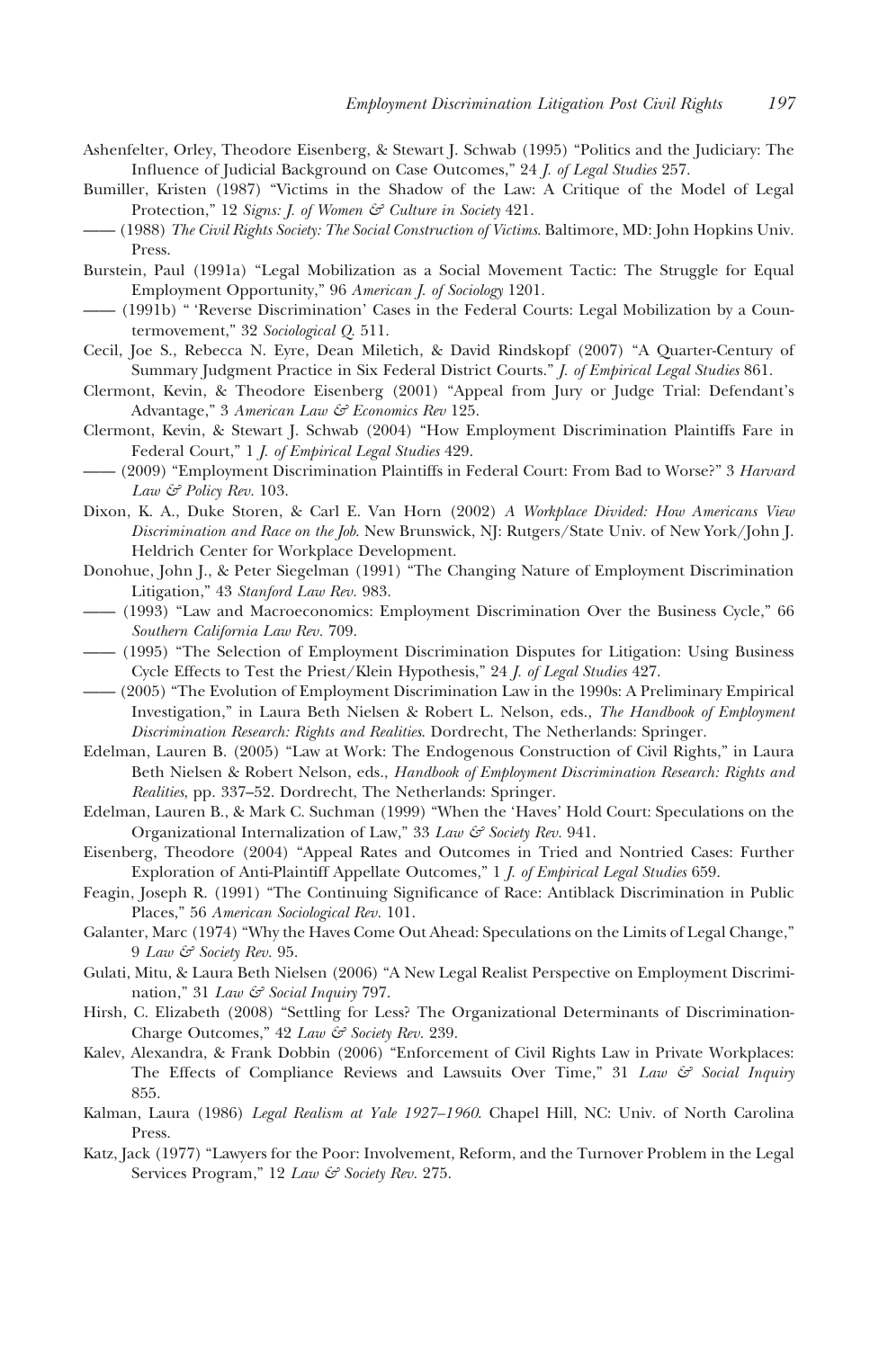Ashenfelter, Orley, Theodore Eisenberg, & Stewart J. Schwab (1995) "Politics and the Judiciary: The Influence of Judicial Background on Case Outcomes," 24 *J. of Legal Studies* 257.

Bumiller, Kristen (1987) "Victims in the Shadow of the Law: A Critique of the Model of Legal Protection," 12 *Signs: J. of Women & Culture in Society* 421.

—— (1988) *The Civil Rights Society: The Social Construction of Victims*. Baltimore, MD: John Hopkins Univ. Press.

Burstein, Paul (1991a) "Legal Mobilization as a Social Movement Tactic: The Struggle for Equal Employment Opportunity," 96 *American J. of Sociology* 1201.

—— (1991b) " 'Reverse Discrimination' Cases in the Federal Courts: Legal Mobilization by a Countermovement," 32 *Sociological Q.* 511.

Cecil, Joe S., Rebecca N. Eyre, Dean Miletich, & David Rindskopf (2007) "A Quarter-Century of Summary Judgment Practice in Six Federal District Courts." *J. of Empirical Legal Studies* 861.

Clermont, Kevin, & Theodore Eisenberg (2001) "Appeal from Jury or Judge Trial: Defendant's Advantage," 3 *American Law & Economics Rev* 125.

Clermont, Kevin, & Stewart J. Schwab (2004) "How Employment Discrimination Plaintiffs Fare in Federal Court," 1 *J. of Empirical Legal Studies* 429.

—— (2009) "Employment Discrimination Plaintiffs in Federal Court: From Bad to Worse?" 3 *Harvard Law & Policy Rev.* 103.

Dixon, K. A., Duke Storen, & Carl E. Van Horn (2002) *A Workplace Divided: How Americans View Discrimination and Race on the Job*. New Brunswick, NJ: Rutgers/State Univ. of New York/John J. Heldrich Center for Workplace Development.

Donohue, John J., & Peter Siegelman (1991) "The Changing Nature of Employment Discrimination Litigation," 43 *Stanford Law Rev.* 983.

—— (1993) "Law and Macroeconomics: Employment Discrimination Over the Business Cycle," 66 *Southern California Law Rev.* 709.

—— (1995) "The Selection of Employment Discrimination Disputes for Litigation: Using Business Cycle Effects to Test the Priest/Klein Hypothesis," 24 *J. of Legal Studies* 427.

—— (2005) "The Evolution of Employment Discrimination Law in the 1990s: A Preliminary Empirical Investigation," in Laura Beth Nielsen & Robert L. Nelson, eds., *The Handbook of Employment Discrimination Research: Rights and Realities*. Dordrecht, The Netherlands: Springer.

Edelman, Lauren B. (2005) "Law at Work: The Endogenous Construction of Civil Rights," in Laura Beth Nielsen & Robert Nelson, eds., *Handbook of Employment Discrimination Research: Rights and Realities*, pp. 337–52. Dordrecht, The Netherlands: Springer.

Edelman, Lauren B., & Mark C. Suchman (1999) "When the 'Haves' Hold Court: Speculations on the Organizational Internalization of Law," 33 *Law & Society Rev.* 941.

Eisenberg, Theodore (2004) "Appeal Rates and Outcomes in Tried and Nontried Cases: Further Exploration of Anti-Plaintiff Appellate Outcomes," 1 *J. of Empirical Legal Studies* 659.

Feagin, Joseph R. (1991) "The Continuing Significance of Race: Antiblack Discrimination in Public Places," 56 *American Sociological Rev.* 101.

Galanter, Marc (1974) "Why the Haves Come Out Ahead: Speculations on the Limits of Legal Change," 9 *Law & Society Rev.* 95.

Gulati, Mitu, & Laura Beth Nielsen (2006) "A New Legal Realist Perspective on Employment Discrimination," 31 *Law & Social Inquiry* 797.

Hirsh, C. Elizabeth (2008) "Settling for Less? The Organizational Determinants of Discrimination-Charge Outcomes," 42 *Law & Society Rev.* 239.

Kalev, Alexandra, & Frank Dobbin (2006) "Enforcement of Civil Rights Law in Private Workplaces: The Effects of Compliance Reviews and Lawsuits Over Time," 31 *Law & Social Inquiry* 855.

Kalman, Laura (1986) *Legal Realism at Yale 1927–1960*. Chapel Hill, NC: Univ. of North Carolina Press.

Katz, Jack (1977) "Lawyers for the Poor: Involvement, Reform, and the Turnover Problem in the Legal Services Program," 12 *Law & Society Rev.* 275.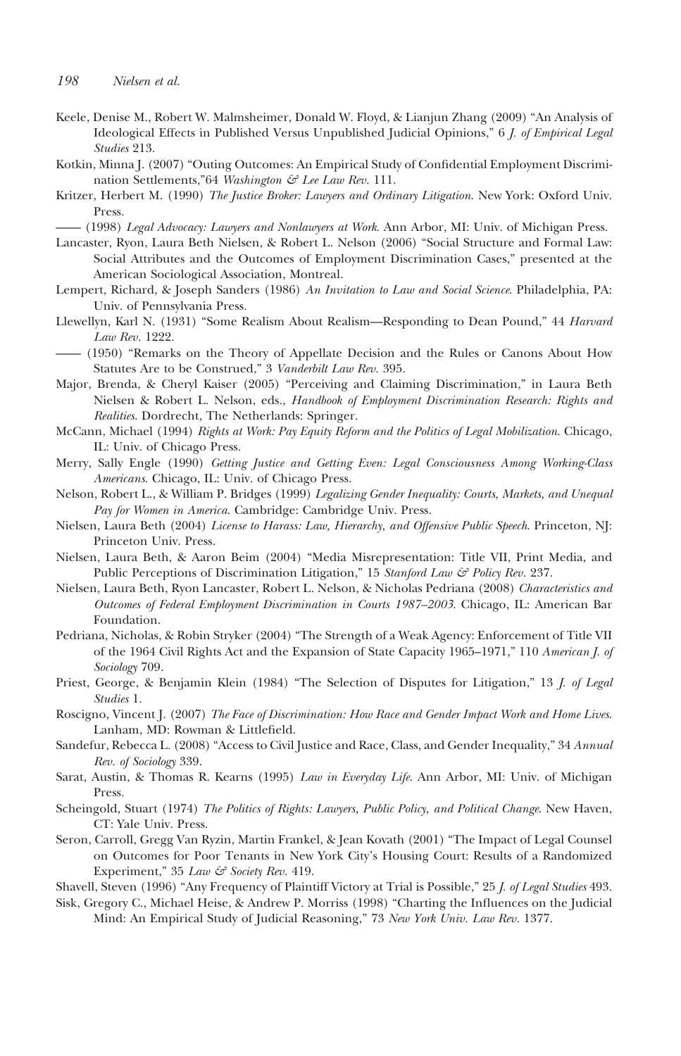Keele, Denise M., Robert W. Malmsheimer, Donald W. Floyd, & Lianjun Zhang (2009) "An Analysis of Ideological Effects in Published Versus Unpublished Judicial Opinions," 6 *J. of Empirical Legal Studies* 213.

Kotkin, Minna J. (2007) "Outing Outcomes: An Empirical Study of Confidential Employment Discrimination Settlements,"64 *Washington & Lee Law Rev.* 111.

Kritzer, Herbert M. (1990) *The Justice Broker: Lawyers and Ordinary Litigation*. New York: Oxford Univ. Press.

—— (1998) *Legal Advocacy: Lawyers and Nonlawyers at Work*. Ann Arbor, MI: Univ. of Michigan Press.

Lancaster, Ryon, Laura Beth Nielsen, & Robert L. Nelson (2006) "Social Structure and Formal Law: Social Attributes and the Outcomes of Employment Discrimination Cases," presented at the American Sociological Association, Montreal.

Lempert, Richard, & Joseph Sanders (1986) *An Invitation to Law and Social Science*. Philadelphia, PA: Univ. of Pennsylvania Press.

Llewellyn, Karl N. (1931) "Some Realism About Realism—Responding to Dean Pound," 44 *Harvard Law Rev.* 1222.

—— (1950) "Remarks on the Theory of Appellate Decision and the Rules or Canons About How Statutes Are to be Construed," 3 *Vanderbilt Law Rev.* 395.

Major, Brenda, & Cheryl Kaiser (2005) "Perceiving and Claiming Discrimination," in Laura Beth Nielsen & Robert L. Nelson, eds., *Handbook of Employment Discrimination Research: Rights and Realities*. Dordrecht, The Netherlands: Springer.

McCann, Michael (1994) *Rights at Work: Pay Equity Reform and the Politics of Legal Mobilization*. Chicago, IL: Univ. of Chicago Press.

Merry, Sally Engle (1990) *Getting Justice and Getting Even: Legal Consciousness Among Working-Class Americans*. Chicago, IL: Univ. of Chicago Press.

Nelson, Robert L., & William P. Bridges (1999) *Legalizing Gender Inequality: Courts, Markets, and Unequal Pay for Women in America*. Cambridge: Cambridge Univ. Press.

Nielsen, Laura Beth (2004) *License to Harass: Law, Hierarchy, and Offensive Public Speech*. Princeton, NJ: Princeton Univ. Press.

Nielsen, Laura Beth, & Aaron Beim (2004) "Media Misrepresentation: Title VII, Print Media, and Public Perceptions of Discrimination Litigation," 15 *Stanford Law & Policy Rev.* 237.

Nielsen, Laura Beth, Ryon Lancaster, Robert L. Nelson, & Nicholas Pedriana (2008) *Characteristics and Outcomes of Federal Employment Discrimination in Courts 1987–2003*. Chicago, IL: American Bar Foundation.

Pedriana, Nicholas, & Robin Stryker (2004) "The Strength of a Weak Agency: Enforcement of Title VII of the 1964 Civil Rights Act and the Expansion of State Capacity 1965–1971," 110 *American J. of Sociology* 709.

Priest, George, & Benjamin Klein (1984) "The Selection of Disputes for Litigation," 13 *J. of Legal Studies* 1.

Roscigno, Vincent J. (2007) *The Face of Discrimination: How Race and Gender Impact Work and Home Lives*. Lanham, MD: Rowman & Littlefield.

Sandefur, Rebecca L. (2008) "Access to Civil Justice and Race, Class, and Gender Inequality," 34 *Annual Rev. of Sociology* 339.

Sarat, Austin, & Thomas R. Kearns (1995) *Law in Everyday Life*. Ann Arbor, MI: Univ. of Michigan Press.

Scheingold, Stuart (1974) *The Politics of Rights: Lawyers, Public Policy, and Political Change*. New Haven, CT: Yale Univ. Press.

Seron, Carroll, Gregg Van Ryzin, Martin Frankel, & Jean Kovath (2001) "The Impact of Legal Counsel on Outcomes for Poor Tenants in New York City's Housing Court: Results of a Randomized Experiment," 35 *Law & Society Rev.* 419.

Shavell, Steven (1996) "Any Frequency of Plaintiff Victory at Trial is Possible," 25 *J. of Legal Studies* 493.

Sisk, Gregory C., Michael Heise, & Andrew P. Morriss (1998) "Charting the Influences on the Judicial Mind: An Empirical Study of Judicial Reasoning," 73 *New York Univ. Law Rev.* 1377.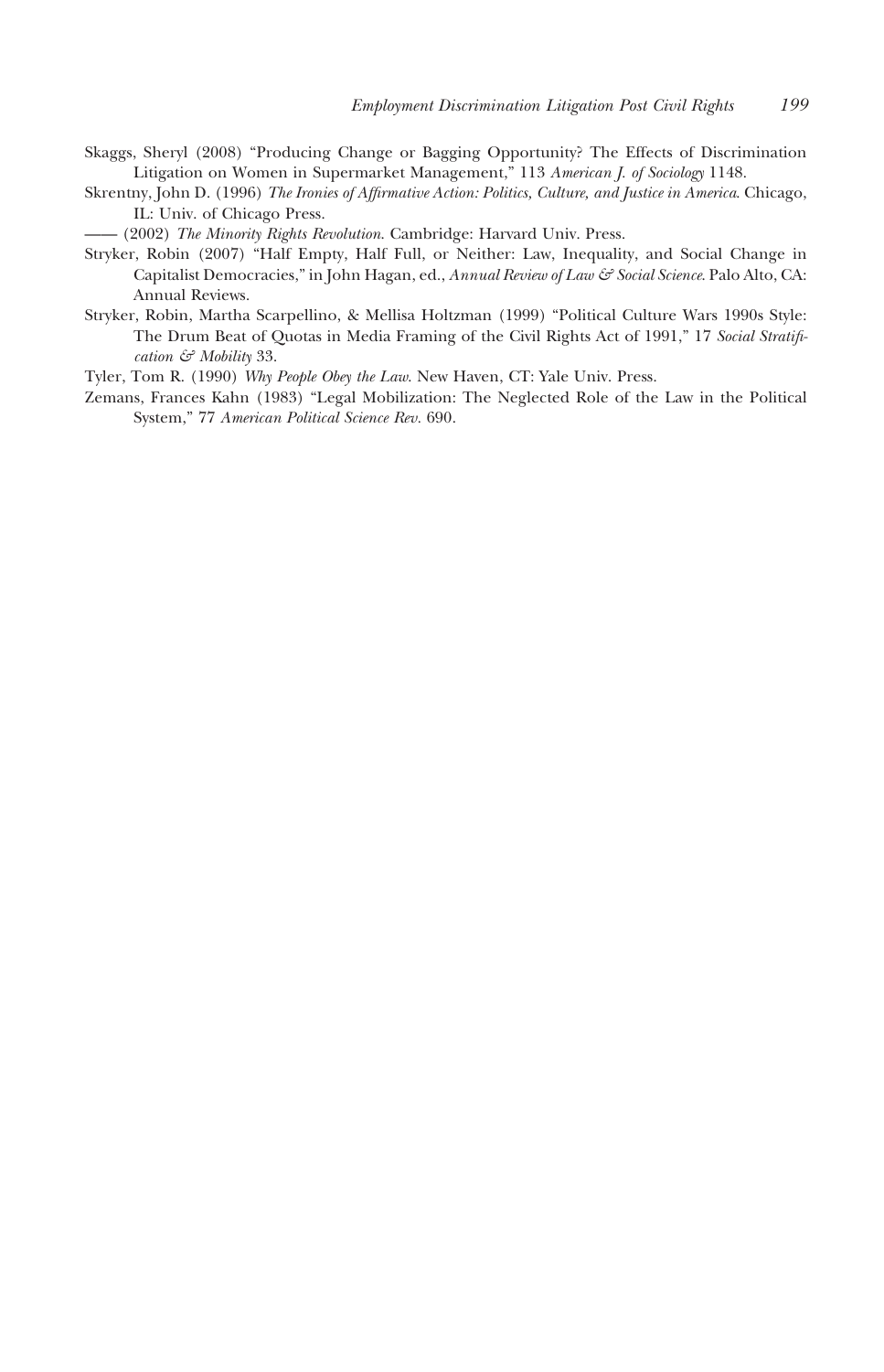Skaggs, Sheryl (2008) "Producing Change or Bagging Opportunity? The Effects of Discrimination Litigation on Women in Supermarket Management," 113 *American J. of Sociology* 1148.

Skrentny, John D. (1996) *The Ironies of Affirmative Action: Politics, Culture, and Justice in America*. Chicago, IL: Univ. of Chicago Press.

—— (2002) *The Minority Rights Revolution*. Cambridge: Harvard Univ. Press.

Stryker, Robin (2007) "Half Empty, Half Full, or Neither: Law, Inequality, and Social Change in Capitalist Democracies," in John Hagan, ed., *Annual Review of Law & Social Science*. Palo Alto, CA: Annual Reviews.

Stryker, Robin, Martha Scarpellino, & Mellisa Holtzman (1999) "Political Culture Wars 1990s Style: The Drum Beat of Quotas in Media Framing of the Civil Rights Act of 1991," 17 *Social Stratification & Mobility* 33.

Tyler, Tom R. (1990) *Why People Obey the Law*. New Haven, CT: Yale Univ. Press.

Zemans, Frances Kahn (1983) "Legal Mobilization: The Neglected Role of the Law in the Political System," 77 *American Political Science Rev*. 690.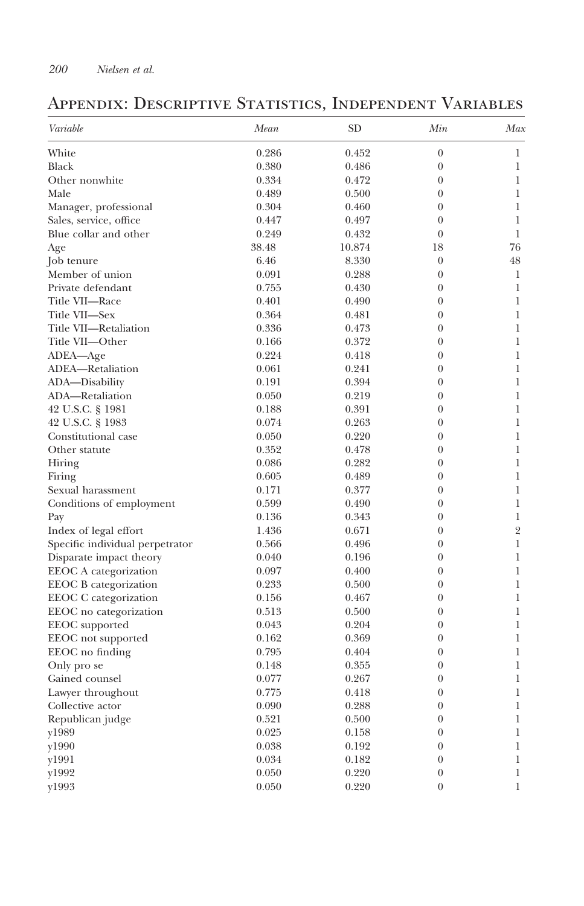## Appendix: Descriptive Statistics, Independent Variables

| *Variable* | *Mean* | SD | *Min* | *Max* |
|---|---|---|---|---|
| White | 0.286 | 0.452 | 0 | 1 |
| Black | 0.380 | 0.486 | 0 | 1 |
| Other nonwhite | 0.334 | 0.472 | 0 | 1 |
| Male | 0.489 | 0.500 | 0 | 1 |
| Manager, professional | 0.304 | 0.460 | 0 | 1 |
| Sales, service, office | 0.447 | 0.497 | 0 | 1 |
| Blue collar and other | 0.249 | 0.432 | 0 | 1 |
| Age | 38.48 | 10.874 | 18 | 76 |
| Job tenure | 6.46 | 8.330 | 0 | 48 |
| Member of union | 0.091 | 0.288 | 0 | 1 |
| Private defendant | 0.755 | 0.430 | 0 | 1 |
| Title VII—Race | 0.401 | 0.490 | 0 | 1 |
| Title VII—Sex | 0.364 | 0.481 | 0 | 1 |
| Title VII—Retaliation | 0.336 | 0.473 | 0 | 1 |
| Title VII—Other | 0.166 | 0.372 | 0 | 1 |
| ADEA—Age | 0.224 | 0.418 | 0 | 1 |
| ADEA—Retaliation | 0.061 | 0.241 | 0 | 1 |
| ADA—Disability | 0.191 | 0.394 | 0 | 1 |
| ADA—Retaliation | 0.050 | 0.219 | 0 | 1 |
| 42 U.S.C. § 1981 | 0.188 | 0.391 | 0 | 1 |
| 42 U.S.C. § 1983 | 0.074 | 0.263 | 0 | 1 |
| Constitutional case | 0.050 | 0.220 | 0 | 1 |
| Other statute | 0.352 | 0.478 | 0 | 1 |
| Hiring | 0.086 | 0.282 | 0 | 1 |
| Firing | 0.605 | 0.489 | 0 | 1 |
| Sexual harassment | 0.171 | 0.377 | 0 | 1 |
| Conditions of employment | 0.599 | 0.490 | 0 | 1 |
| Pay | 0.136 | 0.343 | 0 | 1 |
| Index of legal effort | 1.436 | 0.671 | 0 | 2 |
| Specific individual perpetrator | 0.566 | 0.496 | 0 | 1 |
| Disparate impact theory | 0.040 | 0.196 | 0 | 1 |
| EEOC A categorization | 0.097 | 0.400 | 0 | 1 |
| EEOC B categorization | 0.233 | 0.500 | 0 | 1 |
| EEOC C categorization | 0.156 | 0.467 | 0 | 1 |
| EEOC no categorization | 0.513 | 0.500 | 0 | 1 |
| EEOC supported | 0.043 | 0.204 | 0 | 1 |
| EEOC not supported | 0.162 | 0.369 | 0 | 1 |
| EEOC no finding | 0.795 | 0.404 | 0 | 1 |
| Only pro se | 0.148 | 0.355 | 0 | 1 |
| Gained counsel | 0.077 | 0.267 | 0 | 1 |
| Lawyer throughout | 0.775 | 0.418 | 0 | 1 |
| Collective actor | 0.090 | 0.288 | 0 | 1 |
| Republican judge | 0.521 | 0.500 | 0 | 1 |
| y1989 | 0.025 | 0.158 | 0 | 1 |
| y1990 | 0.038 | 0.192 | 0 | 1 |
| y1991 | 0.034 | 0.182 | 0 | 1 |
| y1992 | 0.050 | 0.220 | 0 | 1 |
| y1993 | 0.050 | 0.220 | 0 | 1 |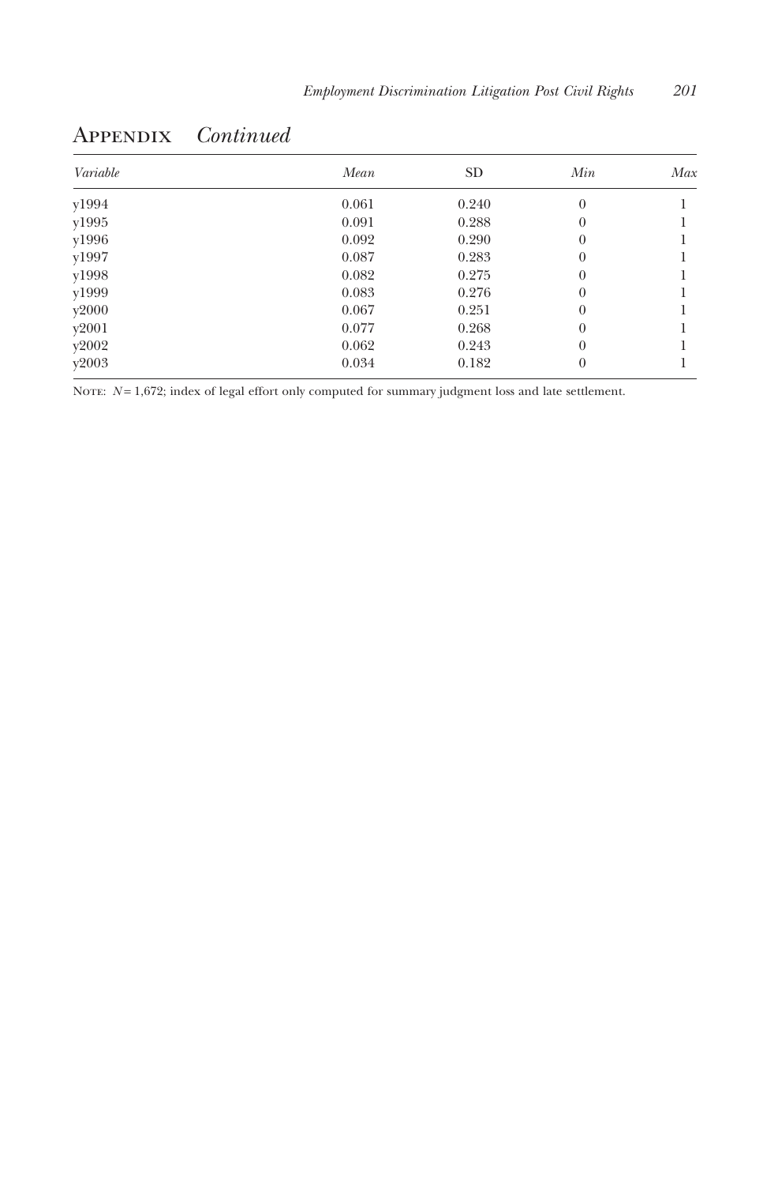## Appendix *Continued*

| *Variable* | *Mean* | SD | *Min* | *Max* |
|---|---|---|---|---|
| y1994 | 0.061 | 0.240 | 0 | 1 |
| y1995 | 0.091 | 0.288 | 0 | 1 |
| y1996 | 0.092 | 0.290 | 0 | 1 |
| y1997 | 0.087 | 0.283 | 0 | 1 |
| y1998 | 0.082 | 0.275 | 0 | 1 |
| y1999 | 0.083 | 0.276 | 0 | 1 |
| y2000 | 0.067 | 0.251 | 0 | 1 |
| y2001 | 0.077 | 0.268 | 0 | 1 |
| y2002 | 0.062 | 0.243 | 0 | 1 |
| y2003 | 0.034 | 0.182 | 0 | 1 |

Note: $N = 1{,}672$; index of legal effort only computed for summary judgment loss and late settlement.